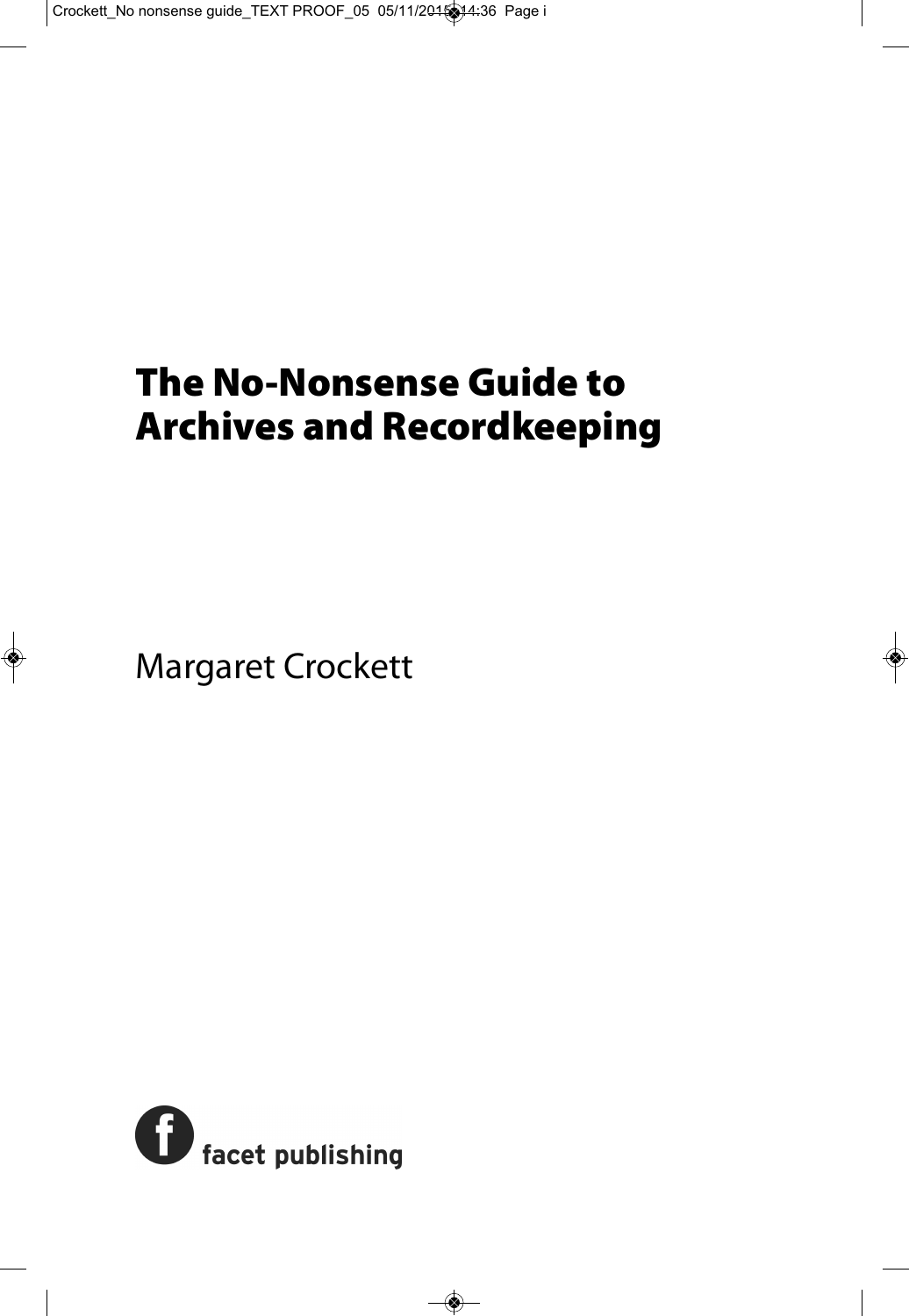# The No-Nonsense Guide to Archives and Recordkeeping

Margaret Crockett

facet publishing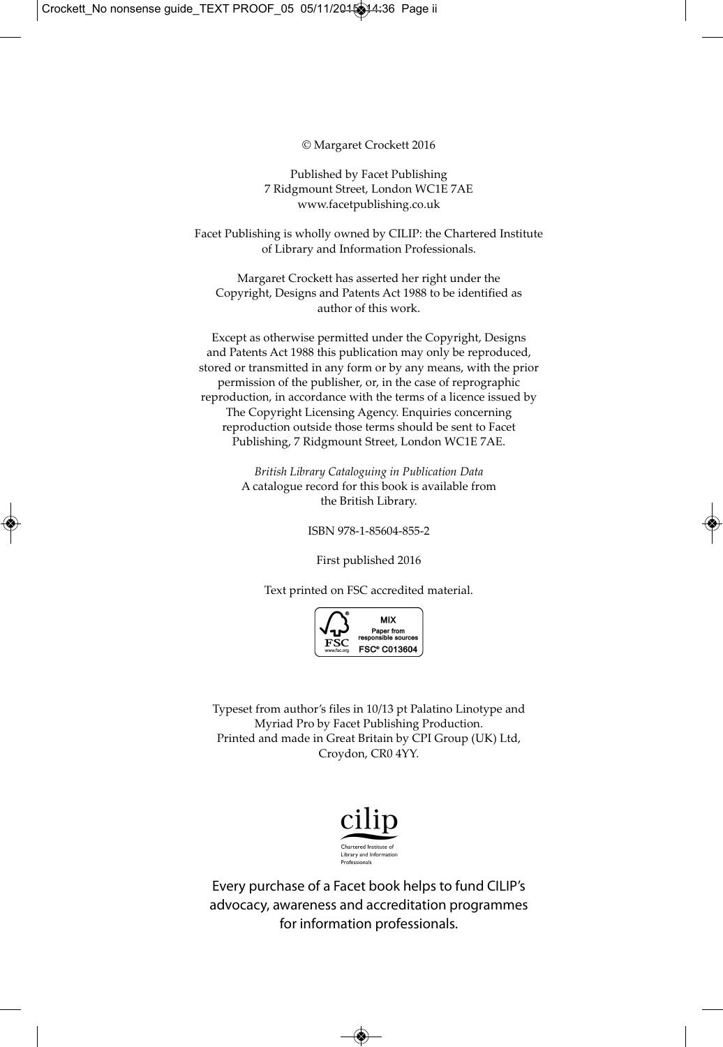© Margaret Crockett 2016

Published by Facet Publishing
7 Ridgmount Street, London WC1E 7AE
www.facetpublishing.co.uk

Facet Publishing is wholly owned by CILIP: the Chartered Institute of Library and Information Professionals.

Margaret Crockett has asserted her right under the Copyright, Designs and Patents Act 1988 to be identified as author of this work.

Except as otherwise permitted under the Copyright, Designs and Patents Act 1988 this publication may only be reproduced, stored or transmitted in any form or by any means, with the prior permission of the publisher, or, in the case of reprographic reproduction, in accordance with the terms of a licence issued by The Copyright Licensing Agency. Enquiries concerning reproduction outside those terms should be sent to Facet Publishing, 7 Ridgmount Street, London WC1E 7AE.

*British Library Cataloguing in Publication Data*
A catalogue record for this book is available from the British Library.

ISBN 978-1-85604-855-2

First published 2016

Text printed on FSC accredited material.

MIX
Paper from responsible sources
FSC® C013604

Typeset from author's files in 10/13 pt Palatino Linotype and Myriad Pro by Facet Publishing Production.
Printed and made in Great Britain by CPI Group (UK) Ltd, Croydon, CR0 4YY.

cilip
Chartered Institute of Library and Information Professionals

Every purchase of a Facet book helps to fund CILIP's advocacy, awareness and accreditation programmes for information professionals.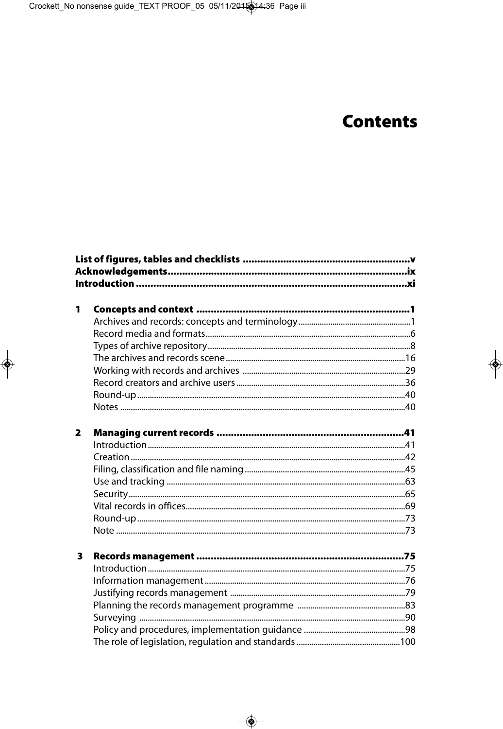# Contents

**List of figures, tables and checklists** ......................................................... **v**
**Acknowledgements** ................................................................................... **ix**
**Introduction** ............................................................................................ **xi**

**1 Concepts and context** ........................................................................ **1**
- Archives and records: concepts and terminology ........................................ 1
- Record media and formats ................................................................................ 6
- Types of archive repository ............................................................................... 8
- The archives and records scene ..................................................................... 16
- Working with records and archives ............................................................... 29
- Record creators and archive users ................................................................ 36
- Round-up ............................................................................................................ 40
- Notes .................................................................................................................... 40

**2 Managing current records** ................................................................ **41**
- Introduction ........................................................................................................ 41
- Creation ............................................................................................................... 42
- Filing, classification and file naming ............................................................. 45
- Use and tracking ................................................................................................ 63
- Security ................................................................................................................. 65
- Vital records in offices ....................................................................................... 69
- Round-up ............................................................................................................. 73
- Note ....................................................................................................................... 73

**3 Records management** ...................................................................... **75**
- Introduction ........................................................................................................ 75
- Information management ................................................................................ 76
- Justifying records management ..................................................................... 79
- Planning the records management programme ......................................... 83
- Surveying ............................................................................................................. 90
- Policy and procedures, implementation guidance ..................................... 98
- The role of legislation, regulation and standards ...................................... 100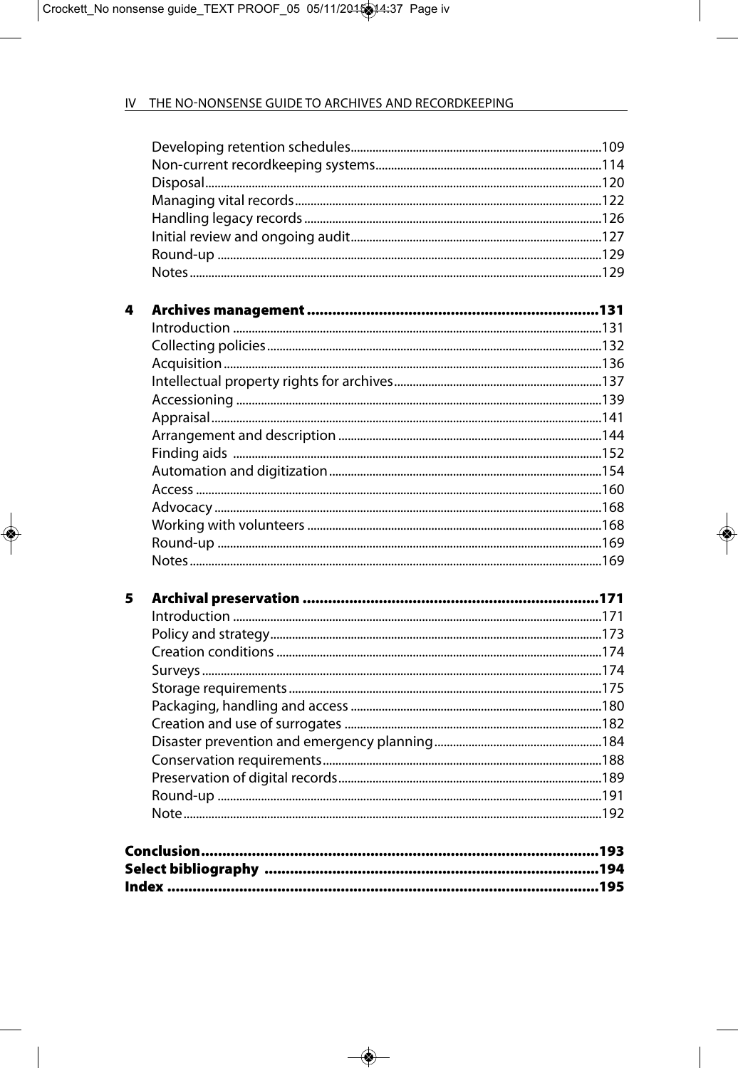Developing retention schedules 109
Non-current recordkeeping systems 114
Disposal 120
Managing vital records 122
Handling legacy records 126
Initial review and ongoing audit 127
Round-up 129
Notes 129

**4 Archives management 131**

Introduction 131
Collecting policies 132
Acquisition 136
Intellectual property rights for archives 137
Accessioning 139
Appraisal 141
Arrangement and description 144
Finding aids 152
Automation and digitization 154
Access 160
Advocacy 168
Working with volunteers 168
Round-up 169
Notes 169

**5 Archival preservation 171**

Introduction 171
Policy and strategy 173
Creation conditions 174
Surveys 174
Storage requirements 175
Packaging, handling and access 180
Creation and use of surrogates 182
Disaster prevention and emergency planning 184
Conservation requirements 188
Preservation of digital records 189
Round-up 191
Note 192

**Conclusion 193**

**Select bibliography 194**

**Index 195**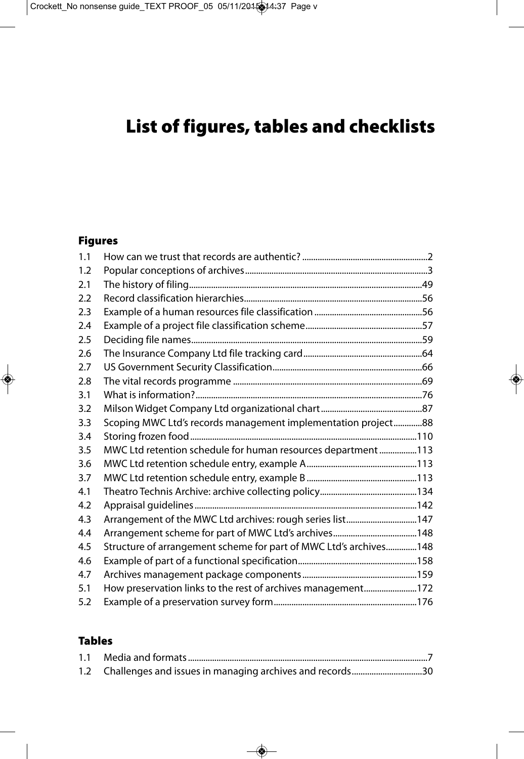# List of figures, tables and checklists

## Figures

1.1 How can we trust that records are authentic? ........................................................2
1.2 Popular conceptions of archives.................................................................................3
2.1 The history of filing........................................................................................................49
2.2 Record classification hierarchies................................................................................56
2.3 Example of a human resources file classification ................................................56
2.4 Example of a project file classification scheme....................................................57
2.5 Deciding file names.......................................................................................................59
2.6 The Insurance Company Ltd file tracking card.....................................................64
2.7 US Government Security Classification...................................................................66
2.8 The vital records programme ....................................................................................69
3.1 What is information?.....................................................................................................76
3.2 Milson Widget Company Ltd organizational chart.............................................87
3.3 Scoping MWC Ltd's records management implementation project.............88
3.4 Storing frozen food......................................................................................................110
3.5 MWC Ltd retention schedule for human resources department .................113
3.6 MWC Ltd retention schedule entry, example A.................................................113
3.7 MWC Ltd retention schedule entry, example B .................................................113
4.1 Theatro Technis Archive: archive collecting policy............................................134
4.2 Appraisal guidelines....................................................................................................142
4.3 Arrangement of the MWC Ltd archives: rough series list................................147
4.4 Arrangement scheme for part of MWC Ltd's archives......................................148
4.5 Structure of arrangement scheme for part of MWC Ltd's archives..............148
4.6 Example of part of a functional specification.....................................................158
4.7 Archives management package components...................................................159
5.1 How preservation links to the rest of archives management........................172
5.2 Example of a preservation survey form................................................................176

## Tables

1.1 Media and formats...........................................................................................................7
1.2 Challenges and issues in managing archives and records................................30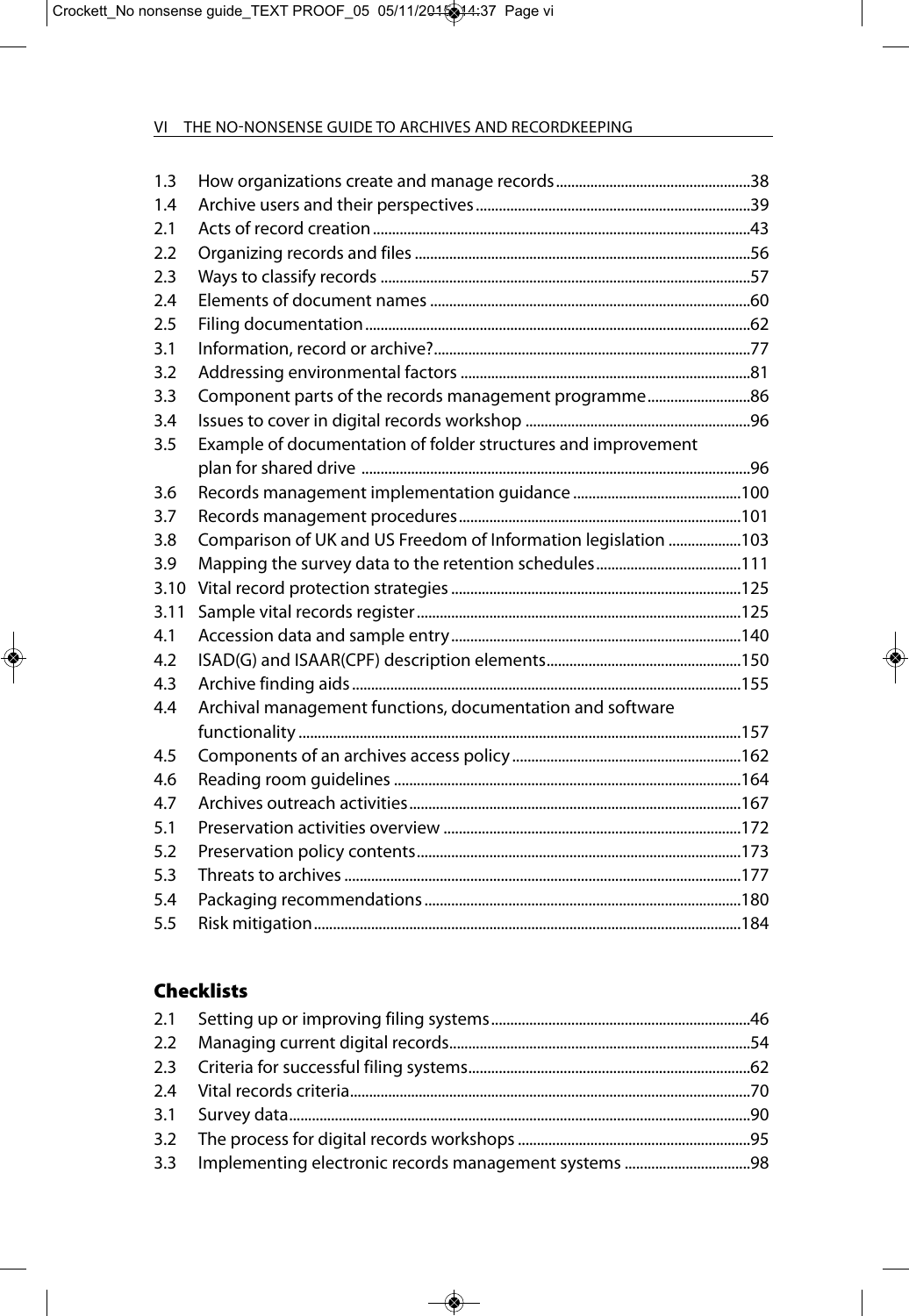1.3 How organizations create and manage records ..........38
1.4 Archive users and their perspectives ..........39
2.1 Acts of record creation ..........43
2.2 Organizing records and files ..........56
2.3 Ways to classify records ..........57
2.4 Elements of document names ..........60
2.5 Filing documentation ..........62
3.1 Information, record or archive? ..........77
3.2 Addressing environmental factors ..........81
3.3 Component parts of the records management programme ..........86
3.4 Issues to cover in digital records workshop ..........96
3.5 Example of documentation of folder structures and improvement plan for shared drive ..........96
3.6 Records management implementation guidance ..........100
3.7 Records management procedures ..........101
3.8 Comparison of UK and US Freedom of Information legislation ..........103
3.9 Mapping the survey data to the retention schedules ..........111
3.10 Vital record protection strategies ..........125
3.11 Sample vital records register ..........125
4.1 Accession data and sample entry ..........140
4.2 ISAD(G) and ISAAR(CPF) description elements ..........150
4.3 Archive finding aids ..........155
4.4 Archival management functions, documentation and software functionality ..........157
4.5 Components of an archives access policy ..........162
4.6 Reading room guidelines ..........164
4.7 Archives outreach activities ..........167
5.1 Preservation activities overview ..........172
5.2 Preservation policy contents ..........173
5.3 Threats to archives ..........177
5.4 Packaging recommendations ..........180
5.5 Risk mitigation ..........184

## Checklists

2.1 Setting up or improving filing systems ..........46
2.2 Managing current digital records ..........54
2.3 Criteria for successful filing systems ..........62
2.4 Vital records criteria ..........70
3.1 Survey data ..........90
3.2 The process for digital records workshops ..........95
3.3 Implementing electronic records management systems ..........98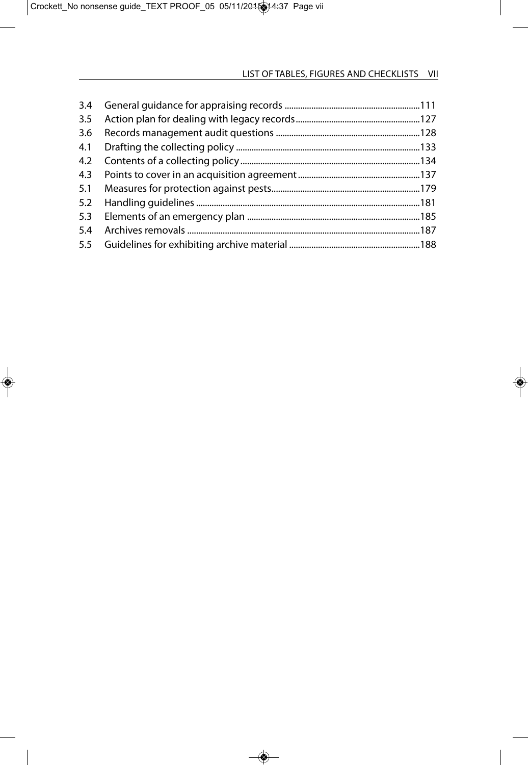3.4 General guidance for appraising records ..........111
3.5 Action plan for dealing with legacy records..........127
3.6 Records management audit questions ..........128
4.1 Drafting the collecting policy ..........133
4.2 Contents of a collecting policy..........134
4.3 Points to cover in an acquisition agreement..........137
5.1 Measures for protection against pests..........179
5.2 Handling guidelines ..........181
5.3 Elements of an emergency plan ..........185
5.4 Archives removals ..........187
5.5 Guidelines for exhibiting archive material ..........188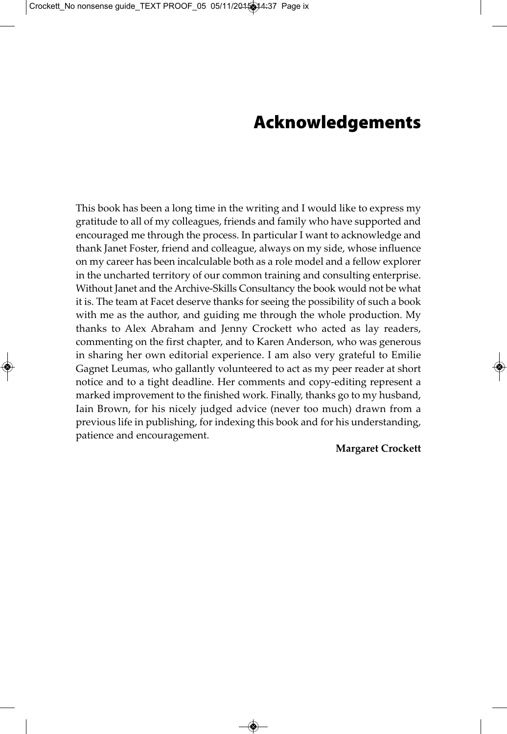# Acknowledgements

This book has been a long time in the writing and I would like to express my gratitude to all of my colleagues, friends and family who have supported and encouraged me through the process. In particular I want to acknowledge and thank Janet Foster, friend and colleague, always on my side, whose influence on my career has been incalculable both as a role model and a fellow explorer in the uncharted territory of our common training and consulting enterprise. Without Janet and the Archive-Skills Consultancy the book would not be what it is. The team at Facet deserve thanks for seeing the possibility of such a book with me as the author, and guiding me through the whole production. My thanks to Alex Abraham and Jenny Crockett who acted as lay readers, commenting on the first chapter, and to Karen Anderson, who was generous in sharing her own editorial experience. I am also very grateful to Emilie Gagnet Leumas, who gallantly volunteered to act as my peer reader at short notice and to a tight deadline. Her comments and copy-editing represent a marked improvement to the finished work. Finally, thanks go to my husband, Iain Brown, for his nicely judged advice (never too much) drawn from a previous life in publishing, for indexing this book and for his understanding, patience and encouragement.

**Margaret Crockett**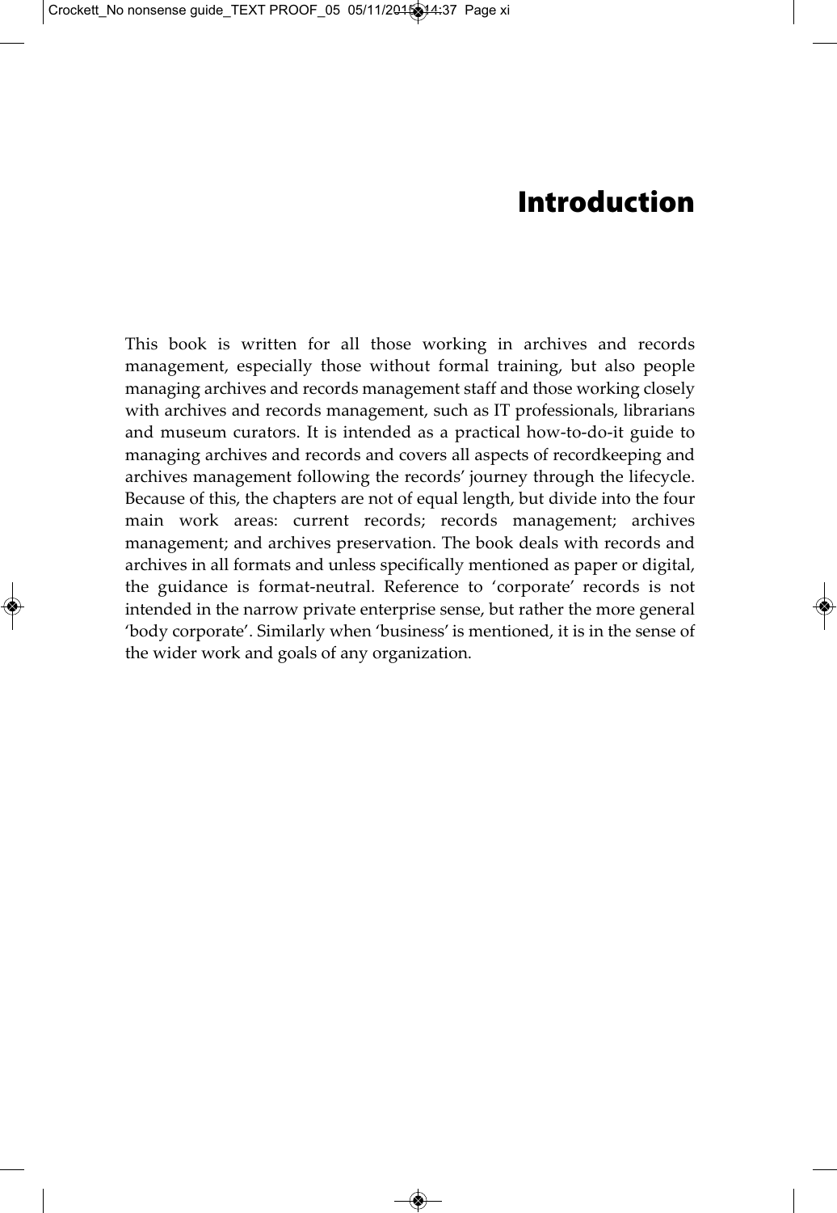# Introduction

This book is written for all those working in archives and records management, especially those without formal training, but also people managing archives and records management staff and those working closely with archives and records management, such as IT professionals, librarians and museum curators. It is intended as a practical how-to-do-it guide to managing archives and records and covers all aspects of recordkeeping and archives management following the records' journey through the lifecycle. Because of this, the chapters are not of equal length, but divide into the four main work areas: current records; records management; archives management; and archives preservation. The book deals with records and archives in all formats and unless specifically mentioned as paper or digital, the guidance is format-neutral. Reference to 'corporate' records is not intended in the narrow private enterprise sense, but rather the more general 'body corporate'. Similarly when 'business' is mentioned, it is in the sense of the wider work and goals of any organization.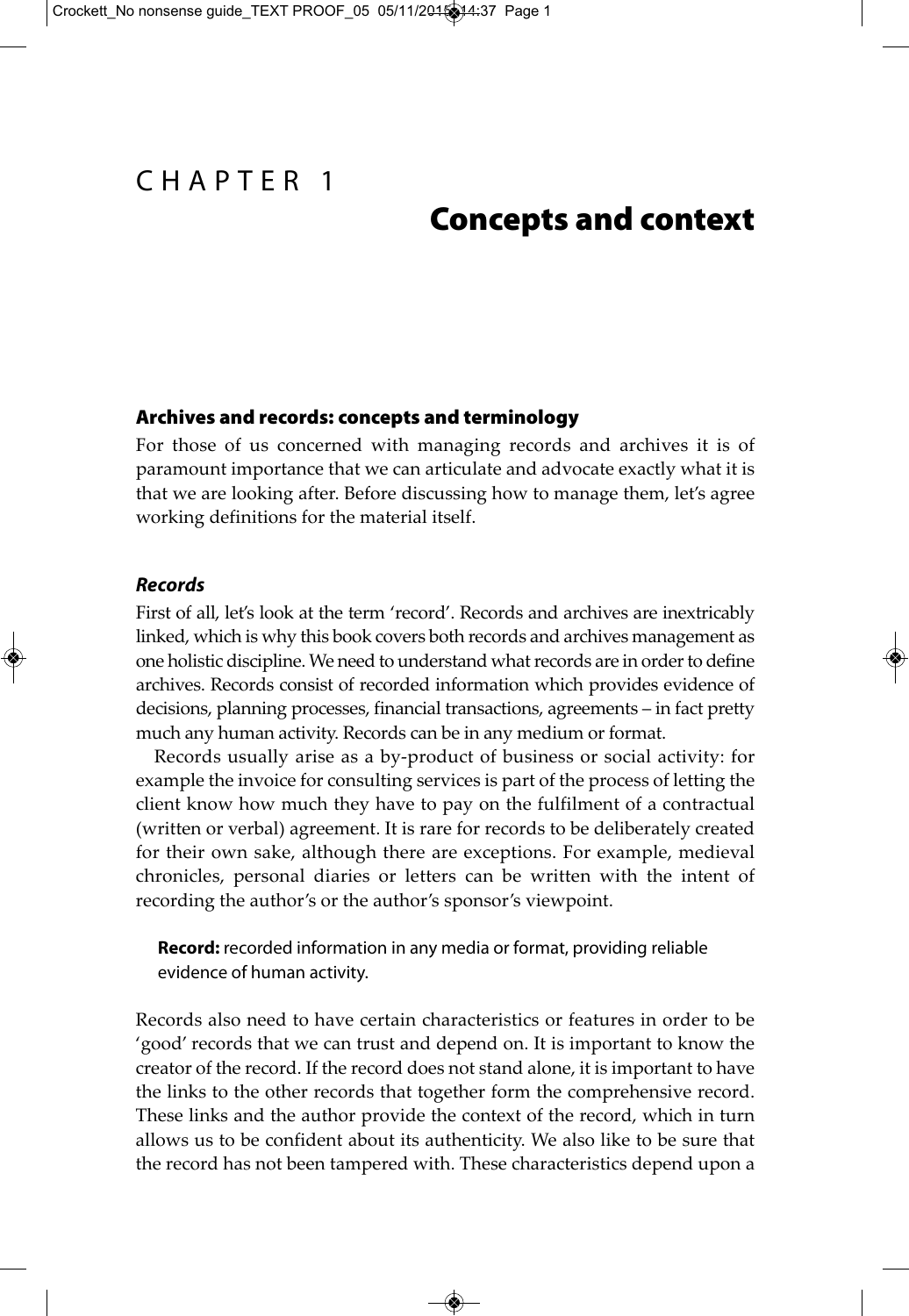# CHAPTER 1

# Concepts and context

## Archives and records: concepts and terminology

For those of us concerned with managing records and archives it is of paramount importance that we can articulate and advocate exactly what it is that we are looking after. Before discussing how to manage them, let's agree working definitions for the material itself.

### *Records*

First of all, let's look at the term 'record'. Records and archives are inextricably linked, which is why this book covers both records and archives management as one holistic discipline. We need to understand what records are in order to define archives. Records consist of recorded information which provides evidence of decisions, planning processes, financial transactions, agreements – in fact pretty much any human activity. Records can be in any medium or format.

Records usually arise as a by-product of business or social activity: for example the invoice for consulting services is part of the process of letting the client know how much they have to pay on the fulfilment of a contractual (written or verbal) agreement. It is rare for records to be deliberately created for their own sake, although there are exceptions. For example, medieval chronicles, personal diaries or letters can be written with the intent of recording the author's or the author's sponsor's viewpoint.

> **Record:** recorded information in any media or format, providing reliable evidence of human activity.

Records also need to have certain characteristics or features in order to be 'good' records that we can trust and depend on. It is important to know the creator of the record. If the record does not stand alone, it is important to have the links to the other records that together form the comprehensive record. These links and the author provide the context of the record, which in turn allows us to be confident about its authenticity. We also like to be sure that the record has not been tampered with. These characteristics depend upon a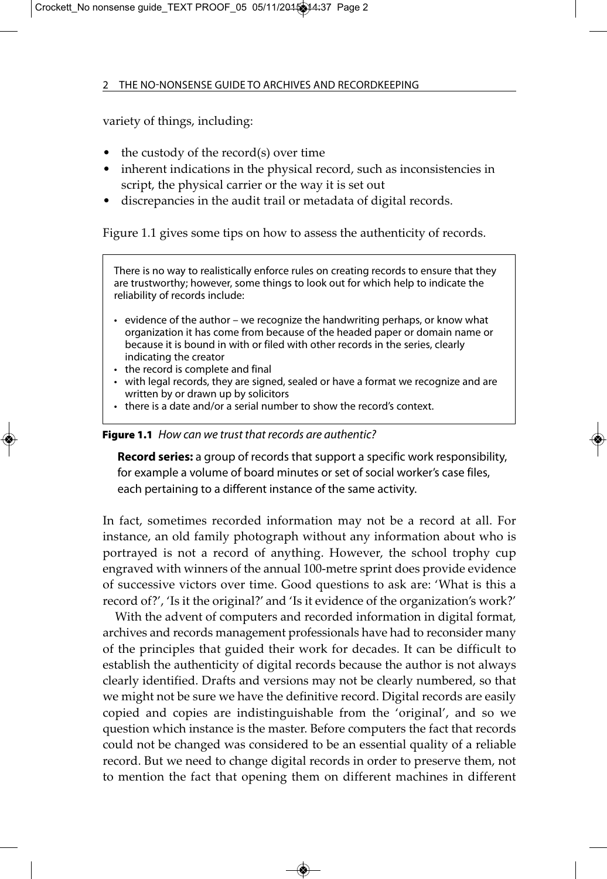variety of things, including:

- the custody of the record(s) over time
- inherent indications in the physical record, such as inconsistencies in script, the physical carrier or the way it is set out
- discrepancies in the audit trail or metadata of digital records.

Figure 1.1 gives some tips on how to assess the authenticity of records.

> There is no way to realistically enforce rules on creating records to ensure that they are trustworthy; however, some things to look out for which help to indicate the reliability of records include:
>
> - evidence of the author – we recognize the handwriting perhaps, or know what organization it has come from because of the headed paper or domain name or because it is bound in with or filed with other records in the series, clearly indicating the creator
> - the record is complete and final
> - with legal records, they are signed, sealed or have a format we recognize and are written by or drawn up by solicitors
> - there is a date and/or a serial number to show the record's context.

**Figure 1.1** *How can we trust that records are authentic?*

**Record series:** a group of records that support a specific work responsibility, for example a volume of board minutes or set of social worker's case files, each pertaining to a different instance of the same activity.

In fact, sometimes recorded information may not be a record at all. For instance, an old family photograph without any information about who is portrayed is not a record of anything. However, the school trophy cup engraved with winners of the annual 100-metre sprint does provide evidence of successive victors over time. Good questions to ask are: 'What is this a record of?', 'Is it the original?' and 'Is it evidence of the organization's work?'

With the advent of computers and recorded information in digital format, archives and records management professionals have had to reconsider many of the principles that guided their work for decades. It can be difficult to establish the authenticity of digital records because the author is not always clearly identified. Drafts and versions may not be clearly numbered, so that we might not be sure we have the definitive record. Digital records are easily copied and copies are indistinguishable from the 'original', and so we question which instance is the master. Before computers the fact that records could not be changed was considered to be an essential quality of a reliable record. But we need to change digital records in order to preserve them, not to mention the fact that opening them on different machines in different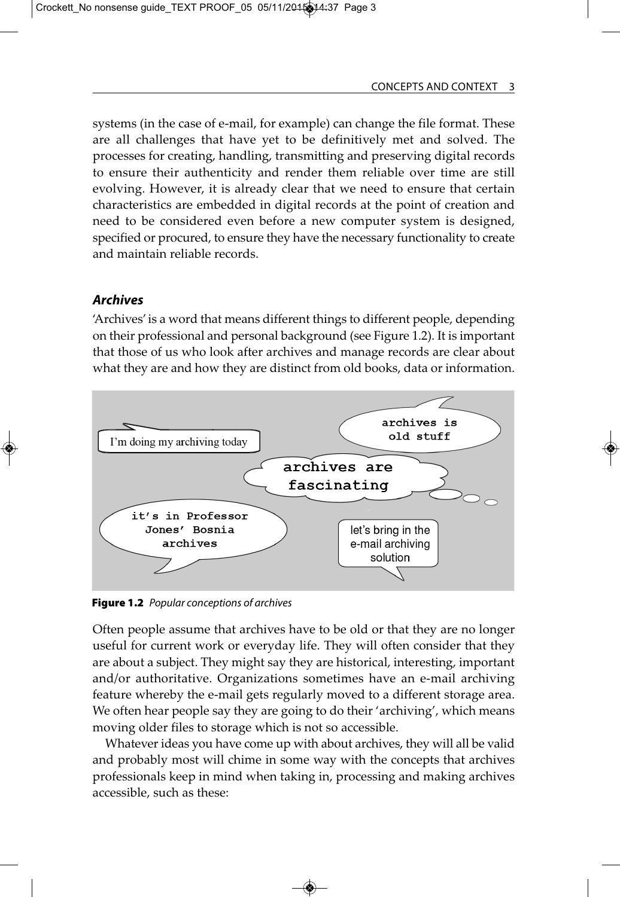systems (in the case of e-mail, for example) can change the file format. These are all challenges that have yet to be definitively met and solved. The processes for creating, handling, transmitting and preserving digital records to ensure their authenticity and render them reliable over time are still evolving. However, it is already clear that we need to ensure that certain characteristics are embedded in digital records at the point of creation and need to be considered even before a new computer system is designed, specified or procured, to ensure they have the necessary functionality to create and maintain reliable records.

### *Archives*

'Archives' is a word that means different things to different people, depending on their professional and personal background (see Figure 1.2). It is important that those of us who look after archives and manage records are clear about what they are and how they are distinct from old books, data or information.

I'm doing my archiving today

archives is old stuff

archives are fascinating

it's in Professor Jones' Bosnia archives

let's bring in the e-mail archiving solution

**Figure 1.2** *Popular conceptions of archives*

Often people assume that archives have to be old or that they are no longer useful for current work or everyday life. They will often consider that they are about a subject. They might say they are historical, interesting, important and/or authoritative. Organizations sometimes have an e-mail archiving feature whereby the e-mail gets regularly moved to a different storage area. We often hear people say they are going to do their 'archiving', which means moving older files to storage which is not so accessible.

Whatever ideas you have come up with about archives, they will all be valid and probably most will chime in some way with the concepts that archives professionals keep in mind when taking in, processing and making archives accessible, such as these: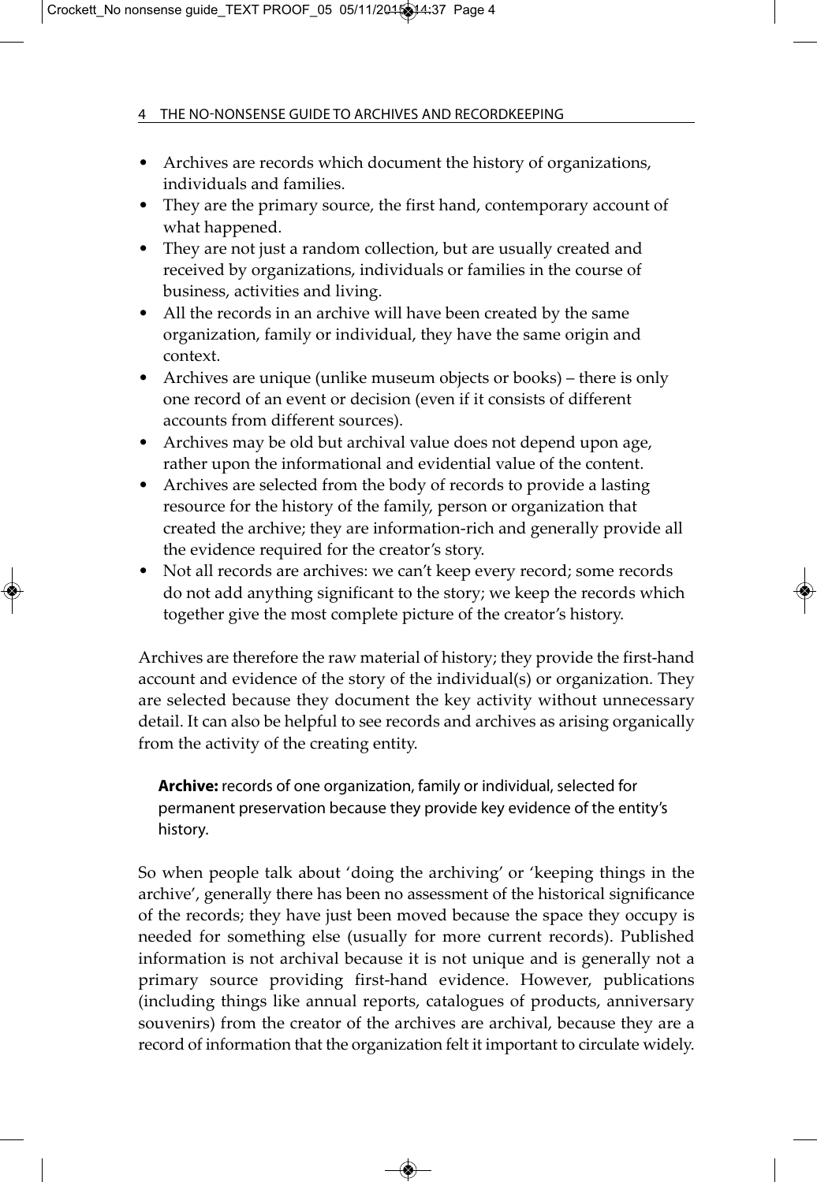- Archives are records which document the history of organizations, individuals and families.
- They are the primary source, the first hand, contemporary account of what happened.
- They are not just a random collection, but are usually created and received by organizations, individuals or families in the course of business, activities and living.
- All the records in an archive will have been created by the same organization, family or individual, they have the same origin and context.
- Archives are unique (unlike museum objects or books) – there is only one record of an event or decision (even if it consists of different accounts from different sources).
- Archives may be old but archival value does not depend upon age, rather upon the informational and evidential value of the content.
- Archives are selected from the body of records to provide a lasting resource for the history of the family, person or organization that created the archive; they are information-rich and generally provide all the evidence required for the creator's story.
- Not all records are archives: we can't keep every record; some records do not add anything significant to the story; we keep the records which together give the most complete picture of the creator's history.

Archives are therefore the raw material of history; they provide the first-hand account and evidence of the story of the individual(s) or organization. They are selected because they document the key activity without unnecessary detail. It can also be helpful to see records and archives as arising organically from the activity of the creating entity.

> **Archive:** records of one organization, family or individual, selected for permanent preservation because they provide key evidence of the entity's history.

So when people talk about 'doing the archiving' or 'keeping things in the archive', generally there has been no assessment of the historical significance of the records; they have just been moved because the space they occupy is needed for something else (usually for more current records). Published information is not archival because it is not unique and is generally not a primary source providing first-hand evidence. However, publications (including things like annual reports, catalogues of products, anniversary souvenirs) from the creator of the archives are archival, because they are a record of information that the organization felt it important to circulate widely.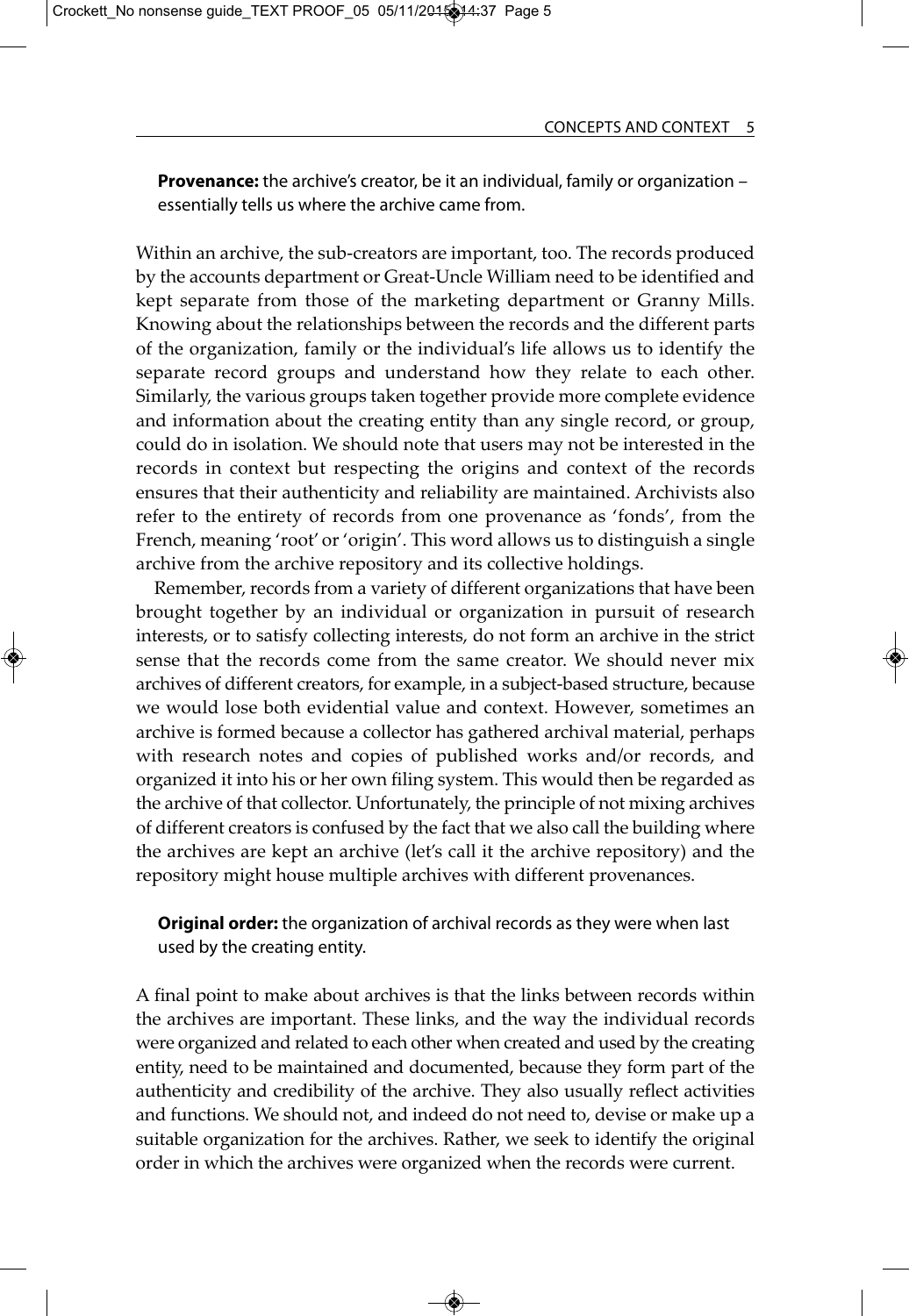**Provenance:** the archive's creator, be it an individual, family or organization – essentially tells us where the archive came from.

Within an archive, the sub-creators are important, too. The records produced by the accounts department or Great-Uncle William need to be identified and kept separate from those of the marketing department or Granny Mills. Knowing about the relationships between the records and the different parts of the organization, family or the individual's life allows us to identify the separate record groups and understand how they relate to each other. Similarly, the various groups taken together provide more complete evidence and information about the creating entity than any single record, or group, could do in isolation. We should note that users may not be interested in the records in context but respecting the origins and context of the records ensures that their authenticity and reliability are maintained. Archivists also refer to the entirety of records from one provenance as 'fonds', from the French, meaning 'root' or 'origin'. This word allows us to distinguish a single archive from the archive repository and its collective holdings.

Remember, records from a variety of different organizations that have been brought together by an individual or organization in pursuit of research interests, or to satisfy collecting interests, do not form an archive in the strict sense that the records come from the same creator. We should never mix archives of different creators, for example, in a subject-based structure, because we would lose both evidential value and context. However, sometimes an archive is formed because a collector has gathered archival material, perhaps with research notes and copies of published works and/or records, and organized it into his or her own filing system. This would then be regarded as the archive of that collector. Unfortunately, the principle of not mixing archives of different creators is confused by the fact that we also call the building where the archives are kept an archive (let's call it the archive repository) and the repository might house multiple archives with different provenances.

**Original order:** the organization of archival records as they were when last used by the creating entity.

A final point to make about archives is that the links between records within the archives are important. These links, and the way the individual records were organized and related to each other when created and used by the creating entity, need to be maintained and documented, because they form part of the authenticity and credibility of the archive. They also usually reflect activities and functions. We should not, and indeed do not need to, devise or make up a suitable organization for the archives. Rather, we seek to identify the original order in which the archives were organized when the records were current.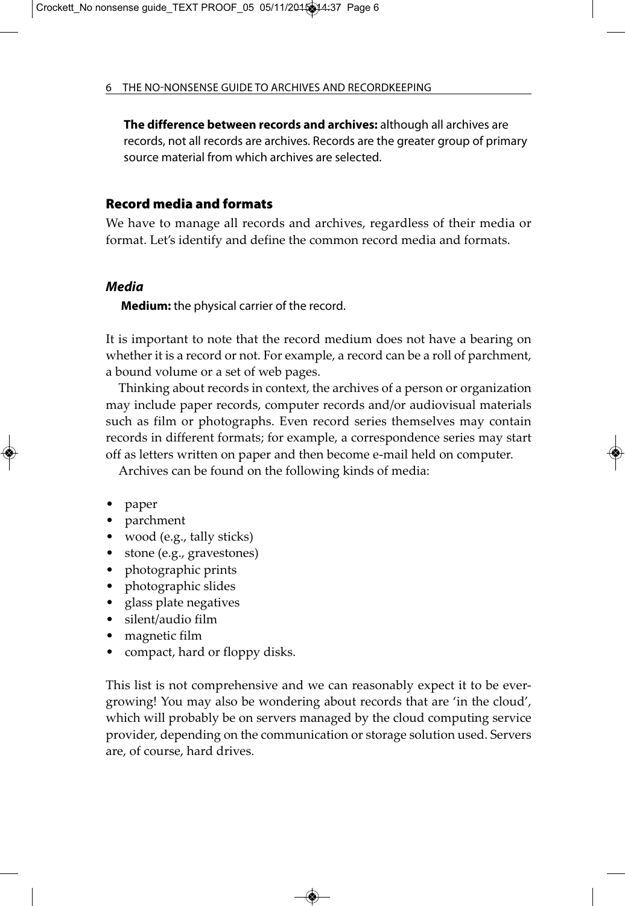**The difference between records and archives:** although all archives are records, not all records are archives. Records are the greater group of primary source material from which archives are selected.

## Record media and formats

We have to manage all records and archives, regardless of their media or format. Let's identify and define the common record media and formats.

### *Media*

**Medium:** the physical carrier of the record.

It is important to note that the record medium does not have a bearing on whether it is a record or not. For example, a record can be a roll of parchment, a bound volume or a set of web pages.

Thinking about records in context, the archives of a person or organization may include paper records, computer records and/or audiovisual materials such as film or photographs. Even record series themselves may contain records in different formats; for example, a correspondence series may start off as letters written on paper and then become e-mail held on computer.

Archives can be found on the following kinds of media:

- paper
- parchment
- wood (e.g., tally sticks)
- stone (e.g., gravestones)
- photographic prints
- photographic slides
- glass plate negatives
- silent/audio film
- magnetic film
- compact, hard or floppy disks.

This list is not comprehensive and we can reasonably expect it to be ever-growing! You may also be wondering about records that are 'in the cloud', which will probably be on servers managed by the cloud computing service provider, depending on the communication or storage solution used. Servers are, of course, hard drives.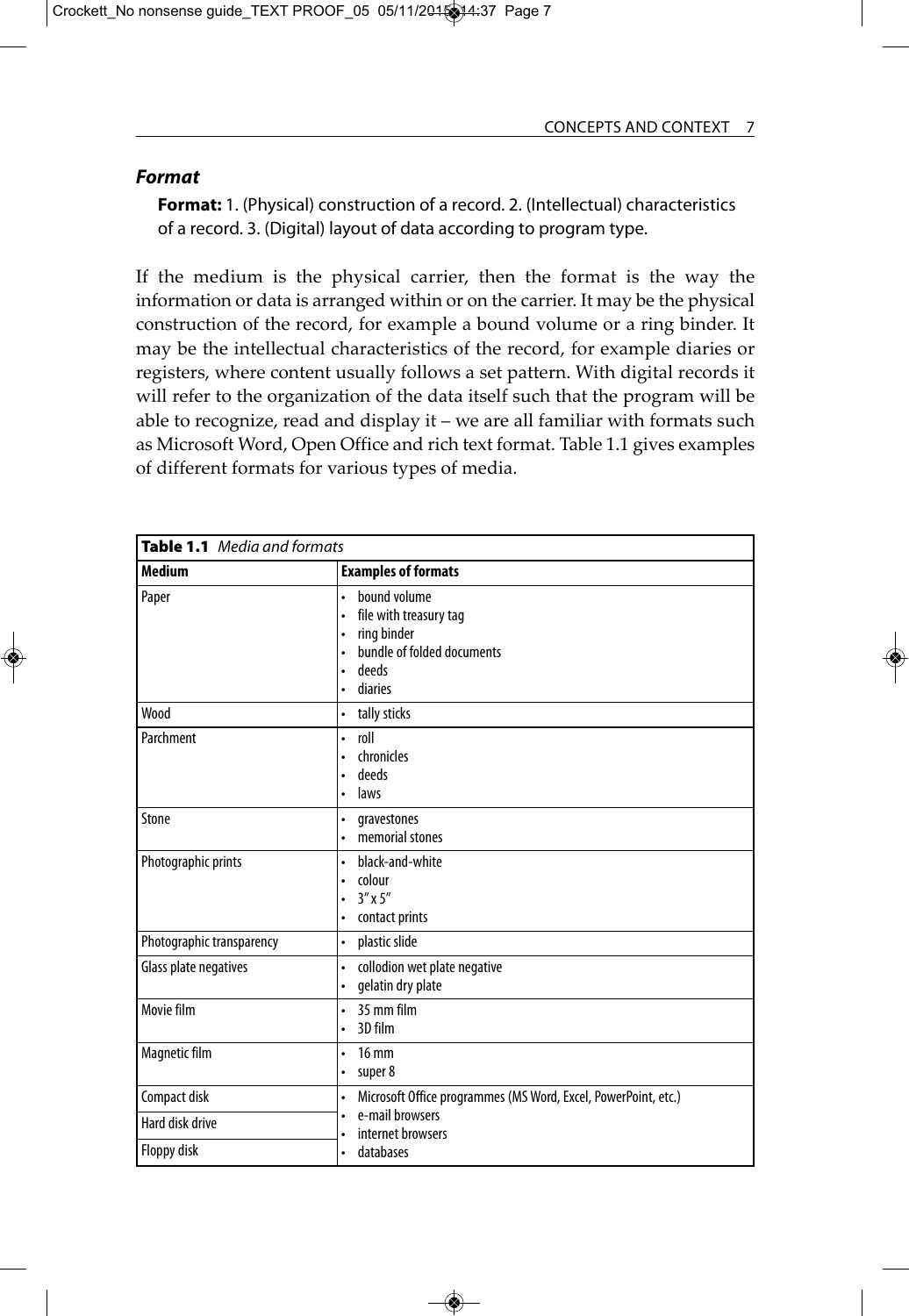### *Format*

> **Format:** 1. (Physical) construction of a record. 2. (Intellectual) characteristics of a record. 3. (Digital) layout of data according to program type.

If the medium is the physical carrier, then the format is the way the information or data is arranged within or on the carrier. It may be the physical construction of the record, for example a bound volume or a ring binder. It may be the intellectual characteristics of the record, for example diaries or registers, where content usually follows a set pattern. With digital records it will refer to the organization of the data itself such that the program will be able to recognize, read and display it – we are all familiar with formats such as Microsoft Word, Open Office and rich text format. Table 1.1 gives examples of different formats for various types of media.

**Table 1.1** *Media and formats*

| Medium | Examples of formats |
|---|---|
| Paper | • bound volume<br>• file with treasury tag<br>• ring binder<br>• bundle of folded documents<br>• deeds<br>• diaries |
| Wood | • tally sticks |
| Parchment | • roll<br>• chronicles<br>• deeds<br>• laws |
| Stone | • gravestones<br>• memorial stones |
| Photographic prints | • black-and-white<br>• colour<br>• 3″ x 5″<br>• contact prints |
| Photographic transparency | • plastic slide |
| Glass plate negatives | • collodion wet plate negative<br>• gelatin dry plate |
| Movie film | • 35 mm film<br>• 3D film |
| Magnetic film | • 16 mm<br>• super 8 |
| Compact disk<br>Hard disk drive<br>Floppy disk | • Microsoft Office programmes (MS Word, Excel, PowerPoint, etc.)<br>• e-mail browsers<br>• internet browsers<br>• databases |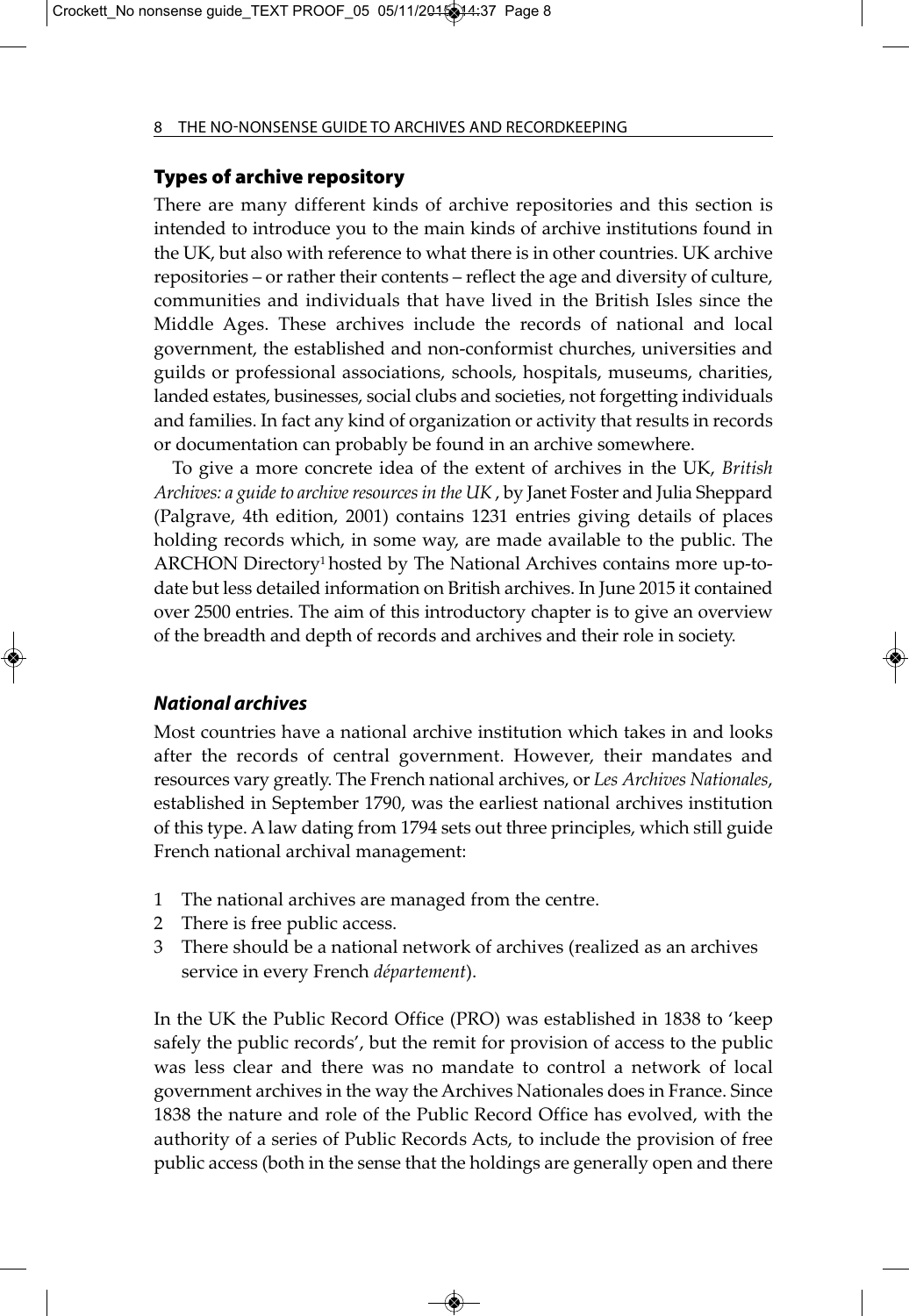## Types of archive repository

There are many different kinds of archive repositories and this section is intended to introduce you to the main kinds of archive institutions found in the UK, but also with reference to what there is in other countries. UK archive repositories – or rather their contents – reflect the age and diversity of culture, communities and individuals that have lived in the British Isles since the Middle Ages. These archives include the records of national and local government, the established and non-conformist churches, universities and guilds or professional associations, schools, hospitals, museums, charities, landed estates, businesses, social clubs and societies, not forgetting individuals and families. In fact any kind of organization or activity that results in records or documentation can probably be found in an archive somewhere.

To give a more concrete idea of the extent of archives in the UK, *British Archives: a guide to archive resources in the UK*, by Janet Foster and Julia Sheppard (Palgrave, 4th edition, 2001) contains 1231 entries giving details of places holding records which, in some way, are made available to the public. The ARCHON Directory[1] hosted by The National Archives contains more up-to-date but less detailed information on British archives. In June 2015 it contained over 2500 entries. The aim of this introductory chapter is to give an overview of the breadth and depth of records and archives and their role in society.

### *National archives*

Most countries have a national archive institution which takes in and looks after the records of central government. However, their mandates and resources vary greatly. The French national archives, or *Les Archives Nationales*, established in September 1790, was the earliest national archives institution of this type. A law dating from 1794 sets out three principles, which still guide French national archival management:

1. The national archives are managed from the centre.
2. There is free public access.
3. There should be a national network of archives (realized as an archives service in every French *département*).

In the UK the Public Record Office (PRO) was established in 1838 to 'keep safely the public records', but the remit for provision of access to the public was less clear and there was no mandate to control a network of local government archives in the way the Archives Nationales does in France. Since 1838 the nature and role of the Public Record Office has evolved, with the authority of a series of Public Records Acts, to include the provision of free public access (both in the sense that the holdings are generally open and there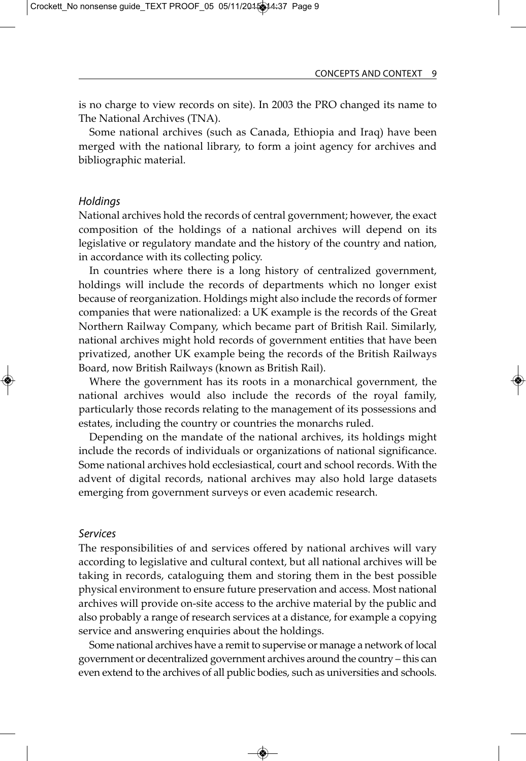is no charge to view records on site). In 2003 the PRO changed its name to The National Archives (TNA).

Some national archives (such as Canada, Ethiopia and Iraq) have been merged with the national library, to form a joint agency for archives and bibliographic material.

### *Holdings*

National archives hold the records of central government; however, the exact composition of the holdings of a national archives will depend on its legislative or regulatory mandate and the history of the country and nation, in accordance with its collecting policy.

In countries where there is a long history of centralized government, holdings will include the records of departments which no longer exist because of reorganization. Holdings might also include the records of former companies that were nationalized: a UK example is the records of the Great Northern Railway Company, which became part of British Rail. Similarly, national archives might hold records of government entities that have been privatized, another UK example being the records of the British Railways Board, now British Railways (known as British Rail).

Where the government has its roots in a monarchical government, the national archives would also include the records of the royal family, particularly those records relating to the management of its possessions and estates, including the country or countries the monarchs ruled.

Depending on the mandate of the national archives, its holdings might include the records of individuals or organizations of national significance. Some national archives hold ecclesiastical, court and school records. With the advent of digital records, national archives may also hold large datasets emerging from government surveys or even academic research.

### *Services*

The responsibilities of and services offered by national archives will vary according to legislative and cultural context, but all national archives will be taking in records, cataloguing them and storing them in the best possible physical environment to ensure future preservation and access. Most national archives will provide on-site access to the archive material by the public and also probably a range of research services at a distance, for example a copying service and answering enquiries about the holdings.

Some national archives have a remit to supervise or manage a network of local government or decentralized government archives around the country – this can even extend to the archives of all public bodies, such as universities and schools.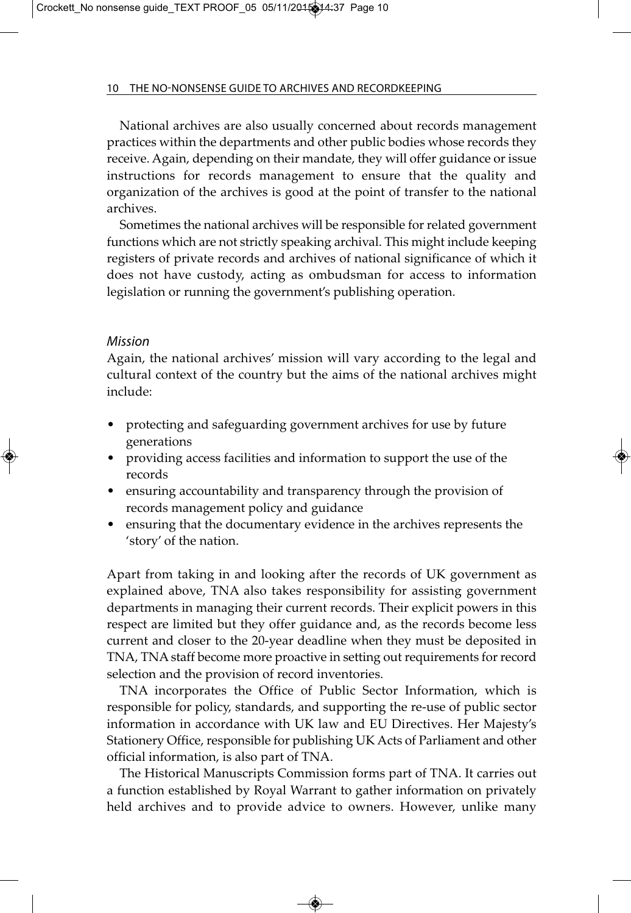National archives are also usually concerned about records management practices within the departments and other public bodies whose records they receive. Again, depending on their mandate, they will offer guidance or issue instructions for records management to ensure that the quality and organization of the archives is good at the point of transfer to the national archives.

Sometimes the national archives will be responsible for related government functions which are not strictly speaking archival. This might include keeping registers of private records and archives of national significance of which it does not have custody, acting as ombudsman for access to information legislation or running the government's publishing operation.

### *Mission*

Again, the national archives' mission will vary according to the legal and cultural context of the country but the aims of the national archives might include:

- protecting and safeguarding government archives for use by future generations
- providing access facilities and information to support the use of the records
- ensuring accountability and transparency through the provision of records management policy and guidance
- ensuring that the documentary evidence in the archives represents the 'story' of the nation.

Apart from taking in and looking after the records of UK government as explained above, TNA also takes responsibility for assisting government departments in managing their current records. Their explicit powers in this respect are limited but they offer guidance and, as the records become less current and closer to the 20-year deadline when they must be deposited in TNA, TNA staff become more proactive in setting out requirements for record selection and the provision of record inventories.

TNA incorporates the Office of Public Sector Information, which is responsible for policy, standards, and supporting the re-use of public sector information in accordance with UK law and EU Directives. Her Majesty's Stationery Office, responsible for publishing UK Acts of Parliament and other official information, is also part of TNA.

The Historical Manuscripts Commission forms part of TNA. It carries out a function established by Royal Warrant to gather information on privately held archives and to provide advice to owners. However, unlike many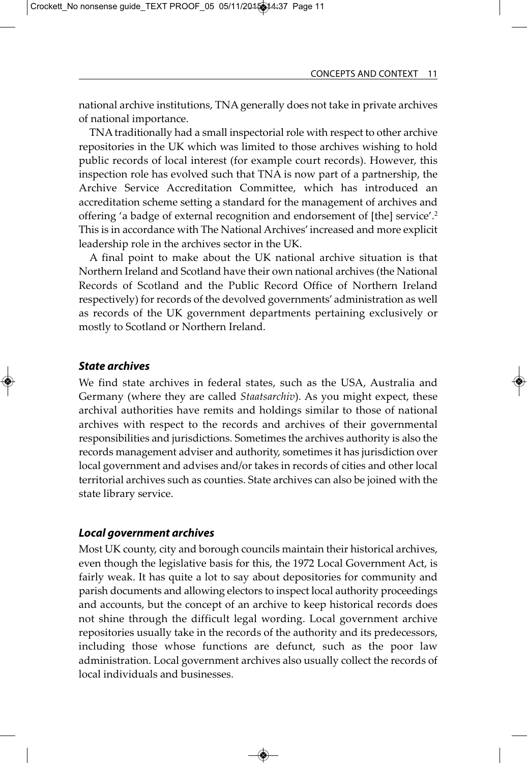national archive institutions, TNA generally does not take in private archives of national importance.

TNA traditionally had a small inspectorial role with respect to other archive repositories in the UK which was limited to those archives wishing to hold public records of local interest (for example court records). However, this inspection role has evolved such that TNA is now part of a partnership, the Archive Service Accreditation Committee, which has introduced an accreditation scheme setting a standard for the management of archives and offering 'a badge of external recognition and endorsement of [the] service'.[2] This is in accordance with The National Archives' increased and more explicit leadership role in the archives sector in the UK.

A final point to make about the UK national archive situation is that Northern Ireland and Scotland have their own national archives (the National Records of Scotland and the Public Record Office of Northern Ireland respectively) for records of the devolved governments' administration as well as records of the UK government departments pertaining exclusively or mostly to Scotland or Northern Ireland.

### *State archives*

We find state archives in federal states, such as the USA, Australia and Germany (where they are called *Staatsarchiv*). As you might expect, these archival authorities have remits and holdings similar to those of national archives with respect to the records and archives of their governmental responsibilities and jurisdictions. Sometimes the archives authority is also the records management adviser and authority, sometimes it has jurisdiction over local government and advises and/or takes in records of cities and other local territorial archives such as counties. State archives can also be joined with the state library service.

### *Local government archives*

Most UK county, city and borough councils maintain their historical archives, even though the legislative basis for this, the 1972 Local Government Act, is fairly weak. It has quite a lot to say about depositories for community and parish documents and allowing electors to inspect local authority proceedings and accounts, but the concept of an archive to keep historical records does not shine through the difficult legal wording. Local government archive repositories usually take in the records of the authority and its predecessors, including those whose functions are defunct, such as the poor law administration. Local government archives also usually collect the records of local individuals and businesses.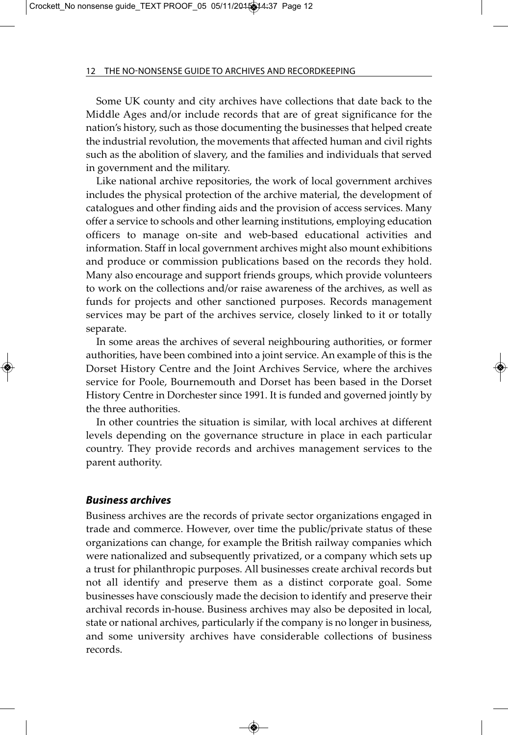Some UK county and city archives have collections that date back to the Middle Ages and/or include records that are of great significance for the nation's history, such as those documenting the businesses that helped create the industrial revolution, the movements that affected human and civil rights such as the abolition of slavery, and the families and individuals that served in government and the military.

Like national archive repositories, the work of local government archives includes the physical protection of the archive material, the development of catalogues and other finding aids and the provision of access services. Many offer a service to schools and other learning institutions, employing education officers to manage on-site and web-based educational activities and information. Staff in local government archives might also mount exhibitions and produce or commission publications based on the records they hold. Many also encourage and support friends groups, which provide volunteers to work on the collections and/or raise awareness of the archives, as well as funds for projects and other sanctioned purposes. Records management services may be part of the archives service, closely linked to it or totally separate.

In some areas the archives of several neighbouring authorities, or former authorities, have been combined into a joint service. An example of this is the Dorset History Centre and the Joint Archives Service, where the archives service for Poole, Bournemouth and Dorset has been based in the Dorset History Centre in Dorchester since 1991. It is funded and governed jointly by the three authorities.

In other countries the situation is similar, with local archives at different levels depending on the governance structure in place in each particular country. They provide records and archives management services to the parent authority.

### *Business archives*

Business archives are the records of private sector organizations engaged in trade and commerce. However, over time the public/private status of these organizations can change, for example the British railway companies which were nationalized and subsequently privatized, or a company which sets up a trust for philanthropic purposes. All businesses create archival records but not all identify and preserve them as a distinct corporate goal. Some businesses have consciously made the decision to identify and preserve their archival records in-house. Business archives may also be deposited in local, state or national archives, particularly if the company is no longer in business, and some university archives have considerable collections of business records.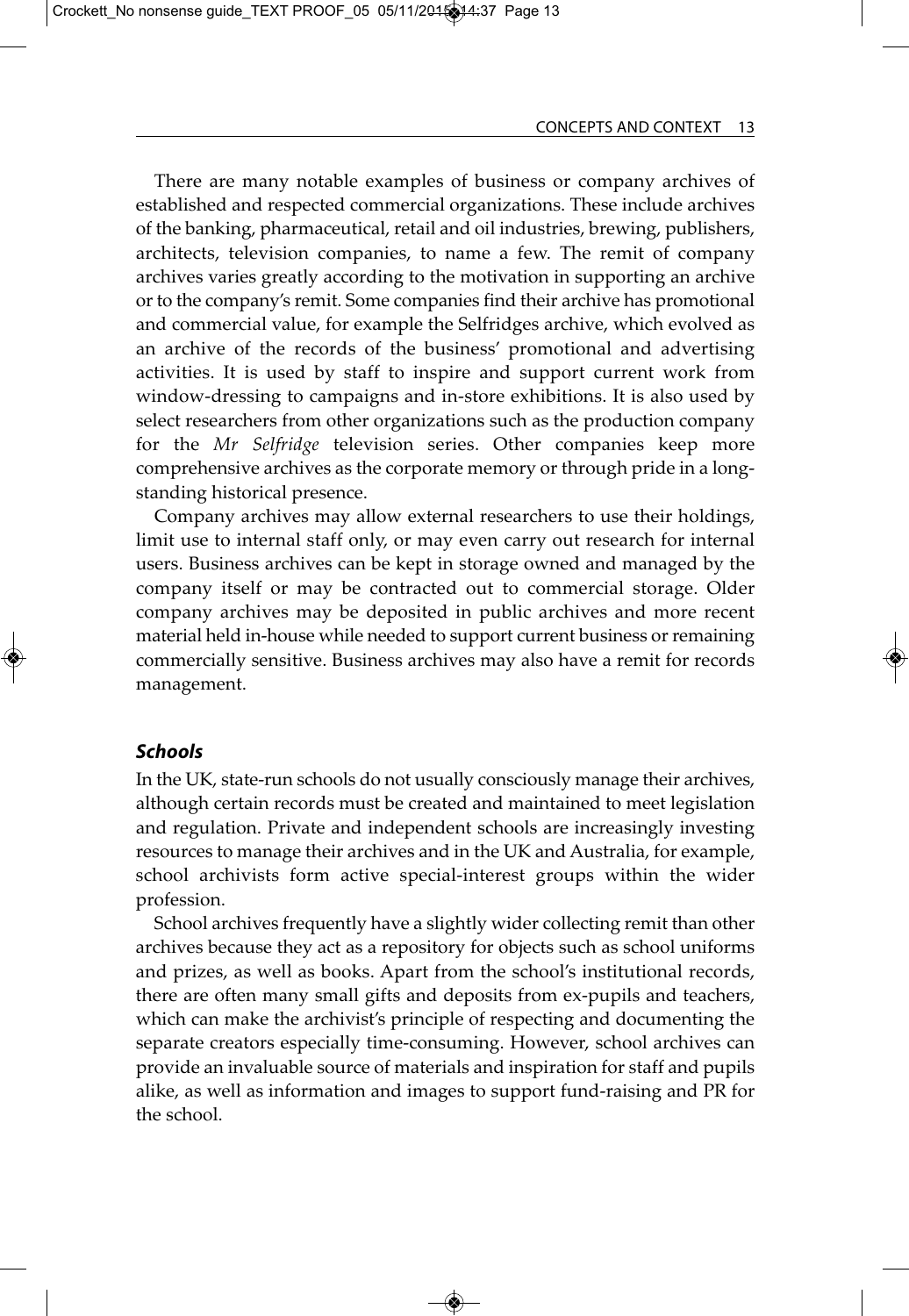There are many notable examples of business or company archives of established and respected commercial organizations. These include archives of the banking, pharmaceutical, retail and oil industries, brewing, publishers, architects, television companies, to name a few. The remit of company archives varies greatly according to the motivation in supporting an archive or to the company's remit. Some companies find their archive has promotional and commercial value, for example the Selfridges archive, which evolved as an archive of the records of the business' promotional and advertising activities. It is used by staff to inspire and support current work from window-dressing to campaigns and in-store exhibitions. It is also used by select researchers from other organizations such as the production company for the *Mr Selfridge* television series. Other companies keep more comprehensive archives as the corporate memory or through pride in a long-standing historical presence.

Company archives may allow external researchers to use their holdings, limit use to internal staff only, or may even carry out research for internal users. Business archives can be kept in storage owned and managed by the company itself or may be contracted out to commercial storage. Older company archives may be deposited in public archives and more recent material held in-house while needed to support current business or remaining commercially sensitive. Business archives may also have a remit for records management.

### *Schools*

In the UK, state-run schools do not usually consciously manage their archives, although certain records must be created and maintained to meet legislation and regulation. Private and independent schools are increasingly investing resources to manage their archives and in the UK and Australia, for example, school archivists form active special-interest groups within the wider profession.

School archives frequently have a slightly wider collecting remit than other archives because they act as a repository for objects such as school uniforms and prizes, as well as books. Apart from the school's institutional records, there are often many small gifts and deposits from ex-pupils and teachers, which can make the archivist's principle of respecting and documenting the separate creators especially time-consuming. However, school archives can provide an invaluable source of materials and inspiration for staff and pupils alike, as well as information and images to support fund-raising and PR for the school.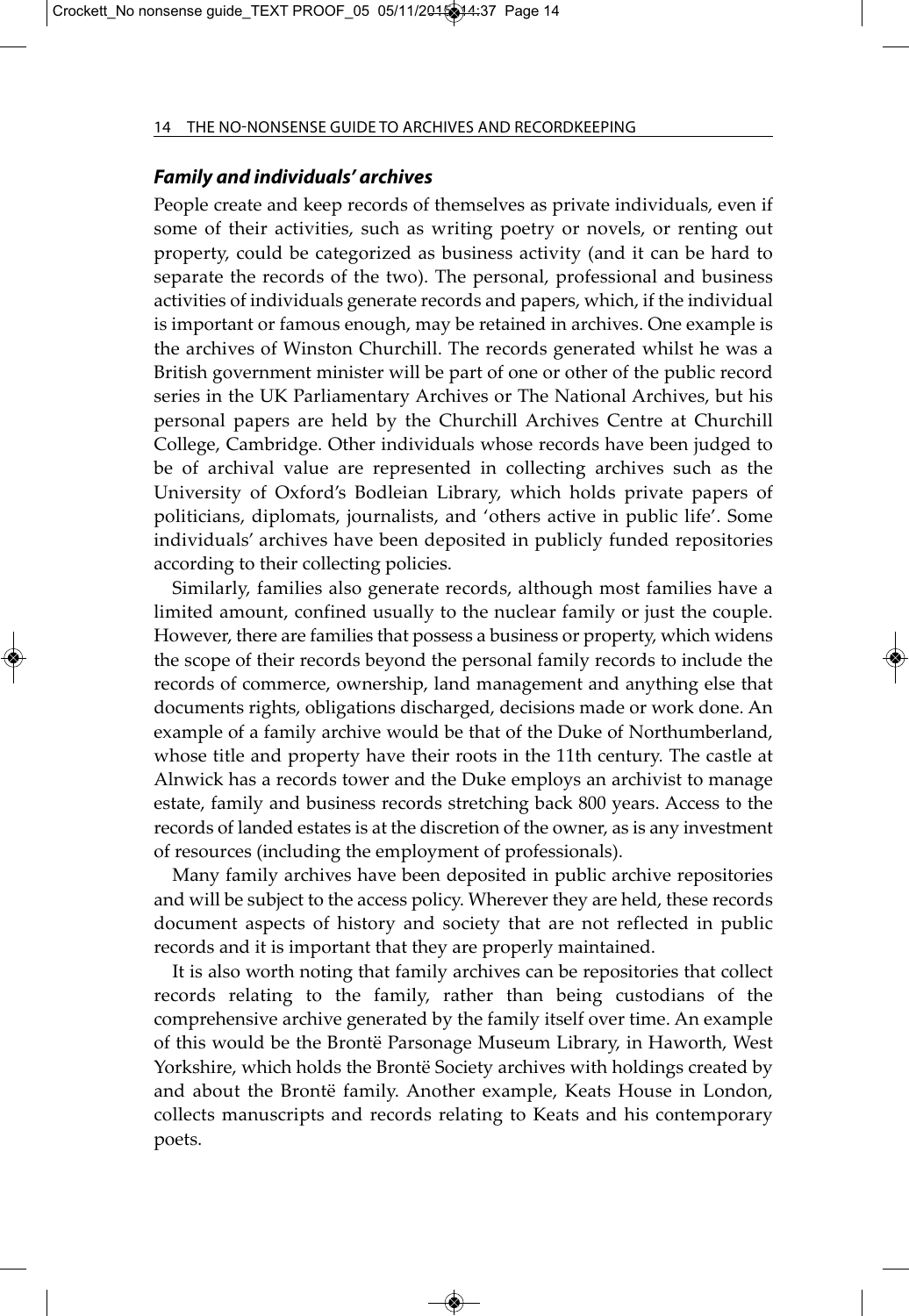### ***Family and individuals' archives***

People create and keep records of themselves as private individuals, even if some of their activities, such as writing poetry or novels, or renting out property, could be categorized as business activity (and it can be hard to separate the records of the two). The personal, professional and business activities of individuals generate records and papers, which, if the individual is important or famous enough, may be retained in archives. One example is the archives of Winston Churchill. The records generated whilst he was a British government minister will be part of one or other of the public record series in the UK Parliamentary Archives or The National Archives, but his personal papers are held by the Churchill Archives Centre at Churchill College, Cambridge. Other individuals whose records have been judged to be of archival value are represented in collecting archives such as the University of Oxford's Bodleian Library, which holds private papers of politicians, diplomats, journalists, and 'others active in public life'. Some individuals' archives have been deposited in publicly funded repositories according to their collecting policies.

Similarly, families also generate records, although most families have a limited amount, confined usually to the nuclear family or just the couple. However, there are families that possess a business or property, which widens the scope of their records beyond the personal family records to include the records of commerce, ownership, land management and anything else that documents rights, obligations discharged, decisions made or work done. An example of a family archive would be that of the Duke of Northumberland, whose title and property have their roots in the 11th century. The castle at Alnwick has a records tower and the Duke employs an archivist to manage estate, family and business records stretching back 800 years. Access to the records of landed estates is at the discretion of the owner, as is any investment of resources (including the employment of professionals).

Many family archives have been deposited in public archive repositories and will be subject to the access policy. Wherever they are held, these records document aspects of history and society that are not reflected in public records and it is important that they are properly maintained.

It is also worth noting that family archives can be repositories that collect records relating to the family, rather than being custodians of the comprehensive archive generated by the family itself over time. An example of this would be the Brontë Parsonage Museum Library, in Haworth, West Yorkshire, which holds the Brontë Society archives with holdings created by and about the Brontë family. Another example, Keats House in London, collects manuscripts and records relating to Keats and his contemporary poets.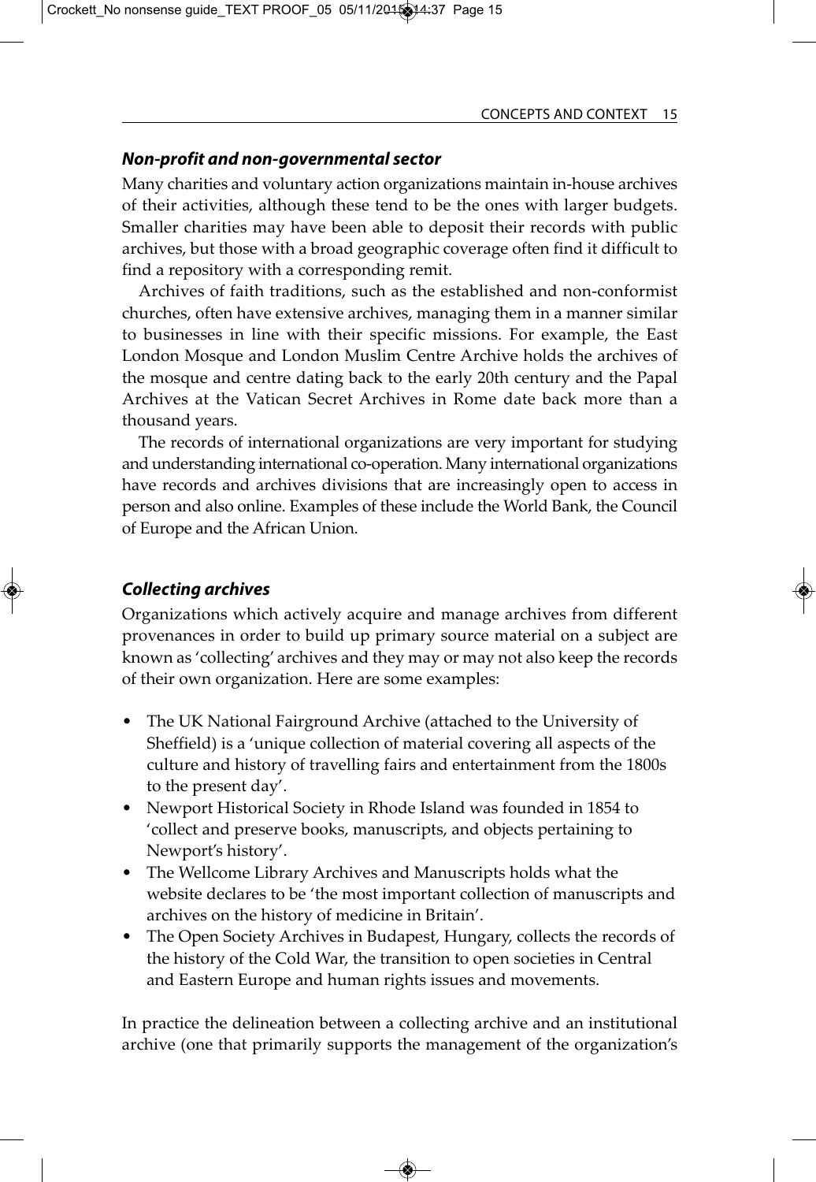### *Non-profit and non-governmental sector*

Many charities and voluntary action organizations maintain in-house archives of their activities, although these tend to be the ones with larger budgets. Smaller charities may have been able to deposit their records with public archives, but those with a broad geographic coverage often find it difficult to find a repository with a corresponding remit.

Archives of faith traditions, such as the established and non-conformist churches, often have extensive archives, managing them in a manner similar to businesses in line with their specific missions. For example, the East London Mosque and London Muslim Centre Archive holds the archives of the mosque and centre dating back to the early 20th century and the Papal Archives at the Vatican Secret Archives in Rome date back more than a thousand years.

The records of international organizations are very important for studying and understanding international co-operation. Many international organizations have records and archives divisions that are increasingly open to access in person and also online. Examples of these include the World Bank, the Council of Europe and the African Union.

### *Collecting archives*

Organizations which actively acquire and manage archives from different provenances in order to build up primary source material on a subject are known as 'collecting' archives and they may or may not also keep the records of their own organization. Here are some examples:

- The UK National Fairground Archive (attached to the University of Sheffield) is a 'unique collection of material covering all aspects of the culture and history of travelling fairs and entertainment from the 1800s to the present day'.
- Newport Historical Society in Rhode Island was founded in 1854 to 'collect and preserve books, manuscripts, and objects pertaining to Newport's history'.
- The Wellcome Library Archives and Manuscripts holds what the website declares to be 'the most important collection of manuscripts and archives on the history of medicine in Britain'.
- The Open Society Archives in Budapest, Hungary, collects the records of the history of the Cold War, the transition to open societies in Central and Eastern Europe and human rights issues and movements.

In practice the delineation between a collecting archive and an institutional archive (one that primarily supports the management of the organization's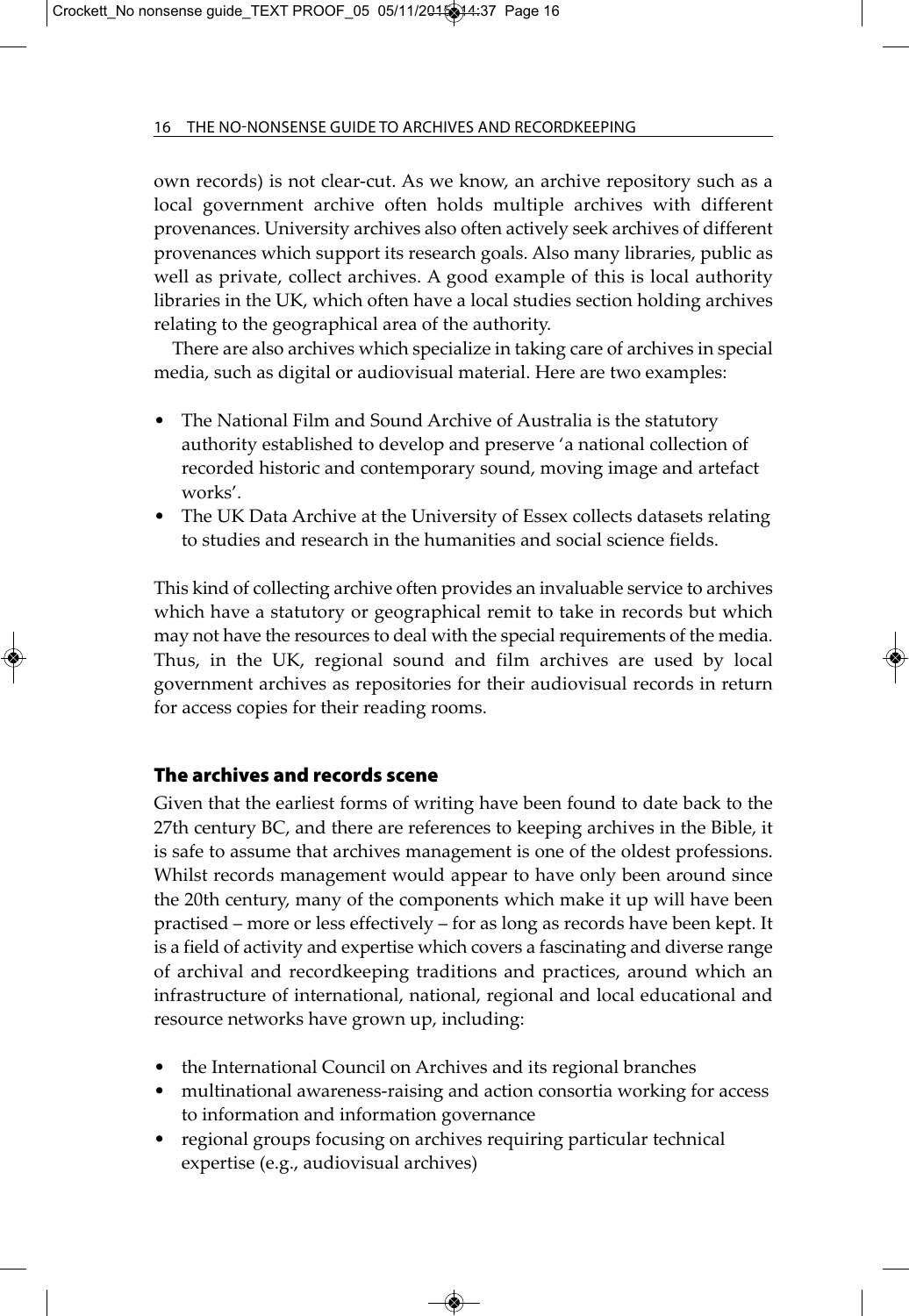own records) is not clear-cut. As we know, an archive repository such as a local government archive often holds multiple archives with different provenances. University archives also often actively seek archives of different provenances which support its research goals. Also many libraries, public as well as private, collect archives. A good example of this is local authority libraries in the UK, which often have a local studies section holding archives relating to the geographical area of the authority.

There are also archives which specialize in taking care of archives in special media, such as digital or audiovisual material. Here are two examples:

- The National Film and Sound Archive of Australia is the statutory authority established to develop and preserve 'a national collection of recorded historic and contemporary sound, moving image and artefact works'.
- The UK Data Archive at the University of Essex collects datasets relating to studies and research in the humanities and social science fields.

This kind of collecting archive often provides an invaluable service to archives which have a statutory or geographical remit to take in records but which may not have the resources to deal with the special requirements of the media. Thus, in the UK, regional sound and film archives are used by local government archives as repositories for their audiovisual records in return for access copies for their reading rooms.

## The archives and records scene

Given that the earliest forms of writing have been found to date back to the 27th century BC, and there are references to keeping archives in the Bible, it is safe to assume that archives management is one of the oldest professions. Whilst records management would appear to have only been around since the 20th century, many of the components which make it up will have been practised – more or less effectively – for as long as records have been kept. It is a field of activity and expertise which covers a fascinating and diverse range of archival and recordkeeping traditions and practices, around which an infrastructure of international, national, regional and local educational and resource networks have grown up, including:

- the International Council on Archives and its regional branches
- multinational awareness-raising and action consortia working for access to information and information governance
- regional groups focusing on archives requiring particular technical expertise (e.g., audiovisual archives)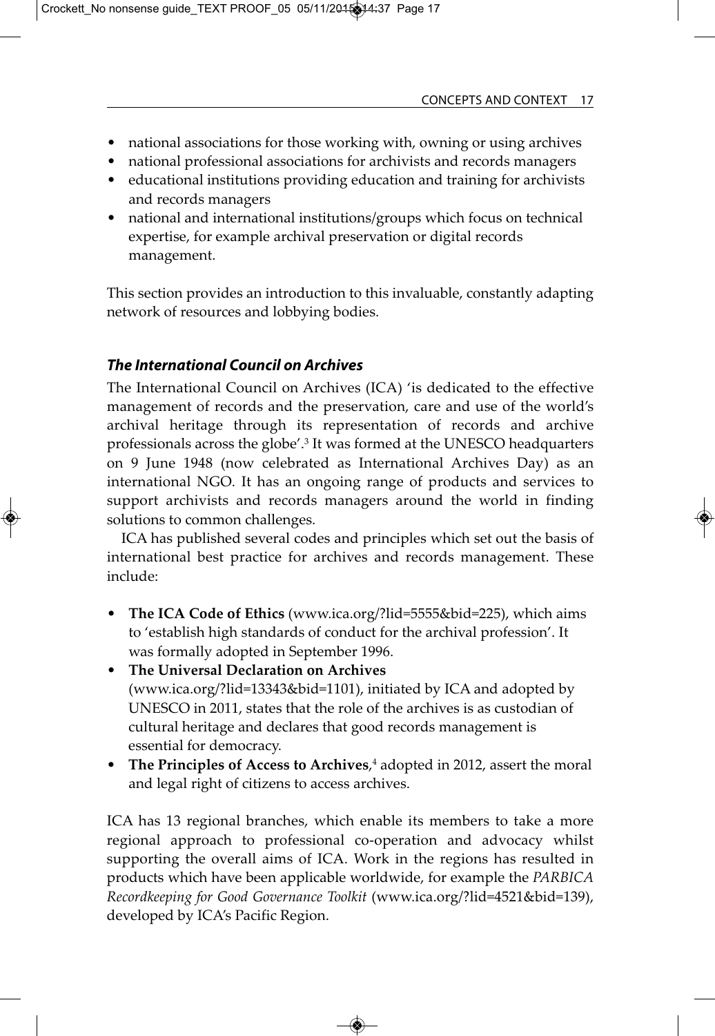- national associations for those working with, owning or using archives
- national professional associations for archivists and records managers
- educational institutions providing education and training for archivists and records managers
- national and international institutions/groups which focus on technical expertise, for example archival preservation or digital records management.

This section provides an introduction to this invaluable, constantly adapting network of resources and lobbying bodies.

### *The International Council on Archives*

The International Council on Archives (ICA) 'is dedicated to the effective management of records and the preservation, care and use of the world's archival heritage through its representation of records and archive professionals across the globe'.[3] It was formed at the UNESCO headquarters on 9 June 1948 (now celebrated as International Archives Day) as an international NGO. It has an ongoing range of products and services to support archivists and records managers around the world in finding solutions to common challenges.

ICA has published several codes and principles which set out the basis of international best practice for archives and records management. These include:

- **The ICA Code of Ethics** (www.ica.org/?lid=5555&bid=225), which aims to 'establish high standards of conduct for the archival profession'. It was formally adopted in September 1996.
- **The Universal Declaration on Archives** (www.ica.org/?lid=13343&bid=1101), initiated by ICA and adopted by UNESCO in 2011, states that the role of the archives is as custodian of cultural heritage and declares that good records management is essential for democracy.
- **The Principles of Access to Archives**,[4] adopted in 2012, assert the moral and legal right of citizens to access archives.

ICA has 13 regional branches, which enable its members to take a more regional approach to professional co-operation and advocacy whilst supporting the overall aims of ICA. Work in the regions has resulted in products which have been applicable worldwide, for example the *PARBICA Recordkeeping for Good Governance Toolkit* (www.ica.org/?lid=4521&bid=139), developed by ICA's Pacific Region.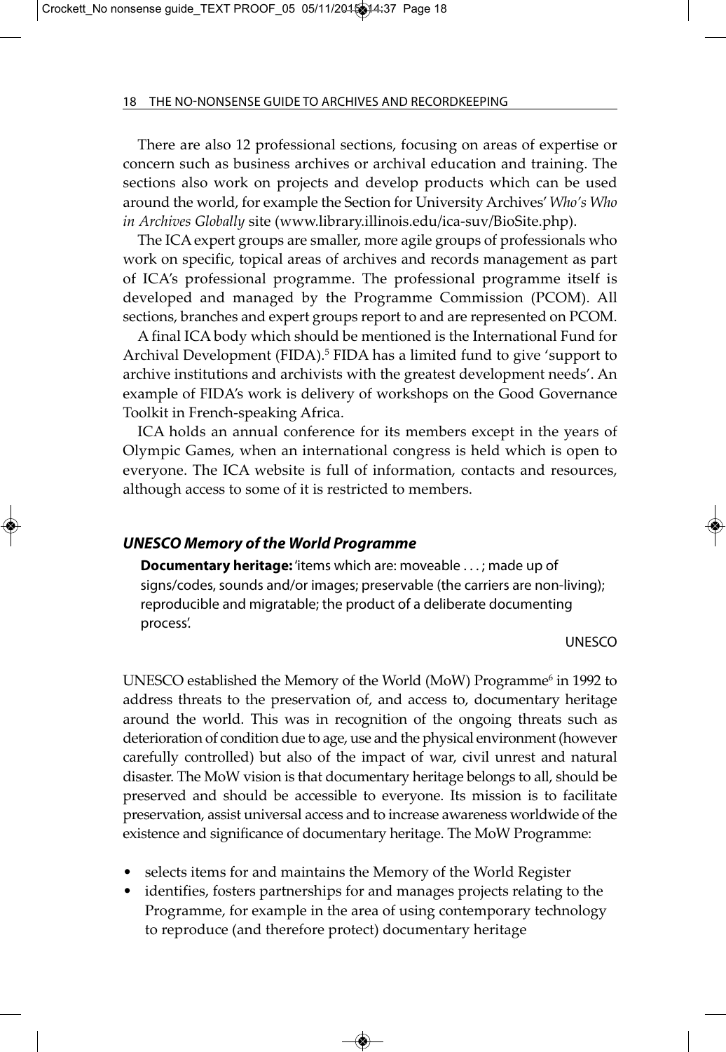There are also 12 professional sections, focusing on areas of expertise or concern such as business archives or archival education and training. The sections also work on projects and develop products which can be used around the world, for example the Section for University Archives' *Who's Who in Archives Globally* site (www.library.illinois.edu/ica-suv/BioSite.php).

The ICA expert groups are smaller, more agile groups of professionals who work on specific, topical areas of archives and records management as part of ICA's professional programme. The professional programme itself is developed and managed by the Programme Commission (PCOM). All sections, branches and expert groups report to and are represented on PCOM.

A final ICA body which should be mentioned is the International Fund for Archival Development (FIDA).[5] FIDA has a limited fund to give 'support to archive institutions and archivists with the greatest development needs'. An example of FIDA's work is delivery of workshops on the Good Governance Toolkit in French-speaking Africa.

ICA holds an annual conference for its members except in the years of Olympic Games, when an international congress is held which is open to everyone. The ICA website is full of information, contacts and resources, although access to some of it is restricted to members.

### *UNESCO Memory of the World Programme*

> **Documentary heritage:** 'items which are: moveable . . . ; made up of signs/codes, sounds and/or images; preservable (the carriers are non-living); reproducible and migratable; the product of a deliberate documenting process'.
>
> UNESCO

UNESCO established the Memory of the World (MoW) Programme[6] in 1992 to address threats to the preservation of, and access to, documentary heritage around the world. This was in recognition of the ongoing threats such as deterioration of condition due to age, use and the physical environment (however carefully controlled) but also of the impact of war, civil unrest and natural disaster. The MoW vision is that documentary heritage belongs to all, should be preserved and should be accessible to everyone. Its mission is to facilitate preservation, assist universal access and to increase awareness worldwide of the existence and significance of documentary heritage. The MoW Programme:

- selects items for and maintains the Memory of the World Register
- identifies, fosters partnerships for and manages projects relating to the Programme, for example in the area of using contemporary technology to reproduce (and therefore protect) documentary heritage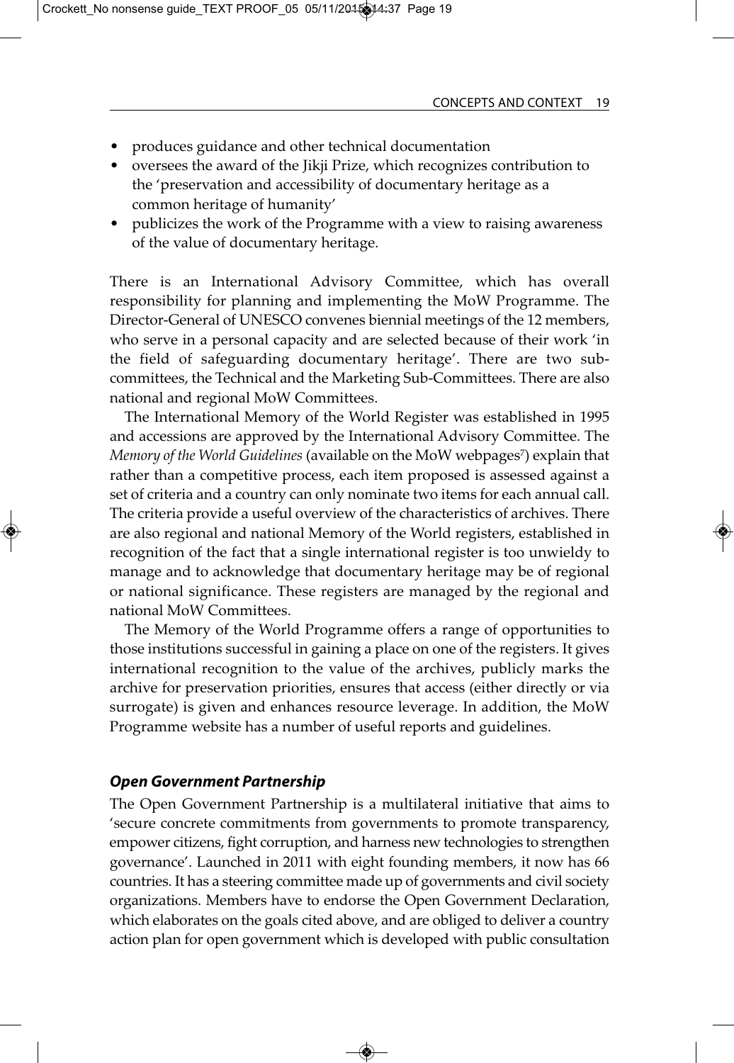- produces guidance and other technical documentation
- oversees the award of the Jikji Prize, which recognizes contribution to the 'preservation and accessibility of documentary heritage as a common heritage of humanity'
- publicizes the work of the Programme with a view to raising awareness of the value of documentary heritage.

There is an International Advisory Committee, which has overall responsibility for planning and implementing the MoW Programme. The Director-General of UNESCO convenes biennial meetings of the 12 members, who serve in a personal capacity and are selected because of their work 'in the field of safeguarding documentary heritage'. There are two sub-committees, the Technical and the Marketing Sub-Committees. There are also national and regional MoW Committees.

The International Memory of the World Register was established in 1995 and accessions are approved by the International Advisory Committee. The *Memory of the World Guidelines* (available on the MoW webpages[7]) explain that rather than a competitive process, each item proposed is assessed against a set of criteria and a country can only nominate two items for each annual call. The criteria provide a useful overview of the characteristics of archives. There are also regional and national Memory of the World registers, established in recognition of the fact that a single international register is too unwieldy to manage and to acknowledge that documentary heritage may be of regional or national significance. These registers are managed by the regional and national MoW Committees.

The Memory of the World Programme offers a range of opportunities to those institutions successful in gaining a place on one of the registers. It gives international recognition to the value of the archives, publicly marks the archive for preservation priorities, ensures that access (either directly or via surrogate) is given and enhances resource leverage. In addition, the MoW Programme website has a number of useful reports and guidelines.

### *Open Government Partnership*

The Open Government Partnership is a multilateral initiative that aims to 'secure concrete commitments from governments to promote transparency, empower citizens, fight corruption, and harness new technologies to strengthen governance'. Launched in 2011 with eight founding members, it now has 66 countries. It has a steering committee made up of governments and civil society organizations. Members have to endorse the Open Government Declaration, which elaborates on the goals cited above, and are obliged to deliver a country action plan for open government which is developed with public consultation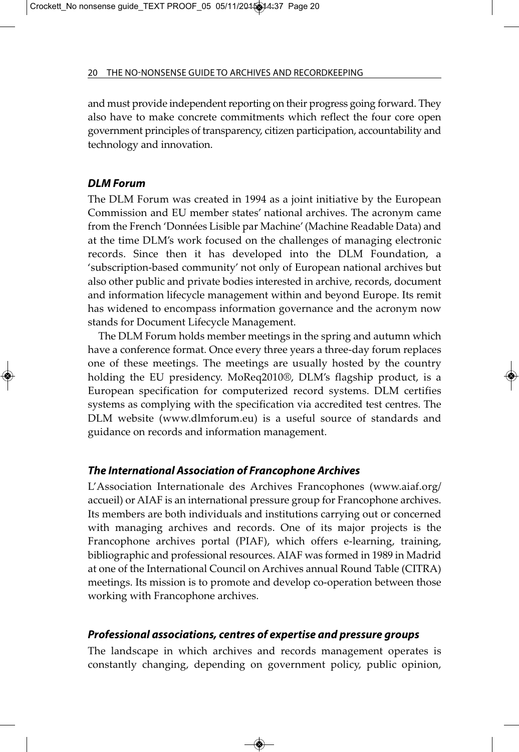and must provide independent reporting on their progress going forward. They also have to make concrete commitments which reflect the four core open government principles of transparency, citizen participation, accountability and technology and innovation.

### *DLM Forum*

The DLM Forum was created in 1994 as a joint initiative by the European Commission and EU member states' national archives. The acronym came from the French 'Données Lisible par Machine' (Machine Readable Data) and at the time DLM's work focused on the challenges of managing electronic records. Since then it has developed into the DLM Foundation, a 'subscription-based community' not only of European national archives but also other public and private bodies interested in archive, records, document and information lifecycle management within and beyond Europe. Its remit has widened to encompass information governance and the acronym now stands for Document Lifecycle Management.

The DLM Forum holds member meetings in the spring and autumn which have a conference format. Once every three years a three-day forum replaces one of these meetings. The meetings are usually hosted by the country holding the EU presidency. MoReq2010®, DLM's flagship product, is a European specification for computerized record systems. DLM certifies systems as complying with the specification via accredited test centres. The DLM website (www.dlmforum.eu) is a useful source of standards and guidance on records and information management.

### *The International Association of Francophone Archives*

L'Association Internationale des Archives Francophones (www.aiaf.org/accueil) or AIAF is an international pressure group for Francophone archives. Its members are both individuals and institutions carrying out or concerned with managing archives and records. One of its major projects is the Francophone archives portal (PIAF), which offers e-learning, training, bibliographic and professional resources. AIAF was formed in 1989 in Madrid at one of the International Council on Archives annual Round Table (CITRA) meetings. Its mission is to promote and develop co-operation between those working with Francophone archives.

### *Professional associations, centres of expertise and pressure groups*

The landscape in which archives and records management operates is constantly changing, depending on government policy, public opinion,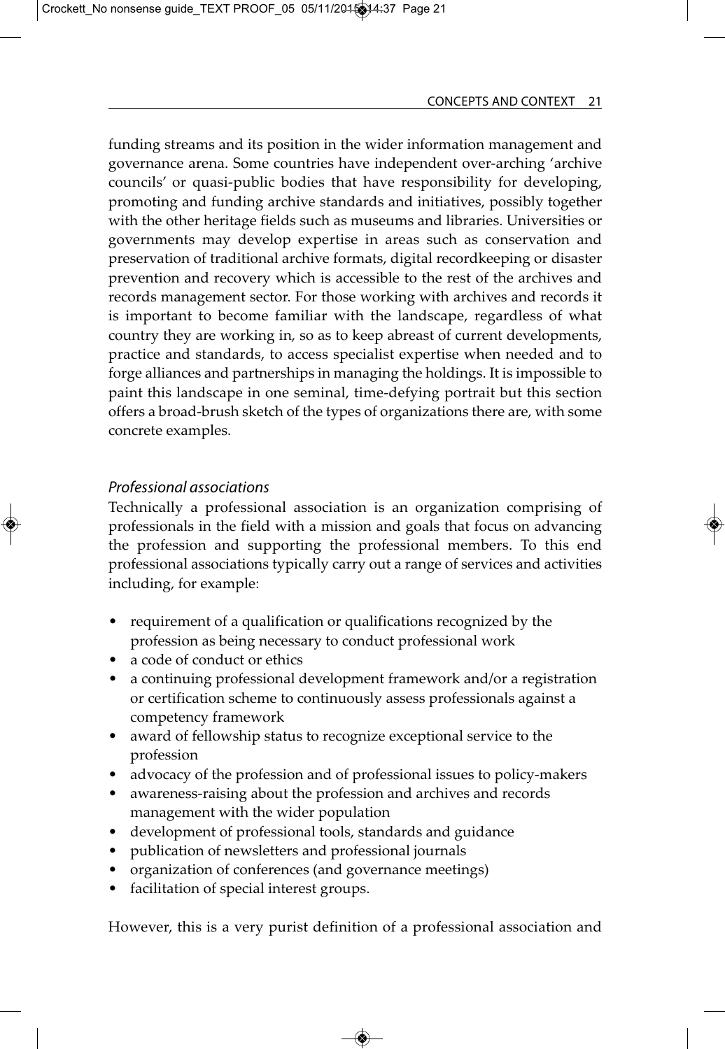funding streams and its position in the wider information management and governance arena. Some countries have independent over-arching 'archive councils' or quasi-public bodies that have responsibility for developing, promoting and funding archive standards and initiatives, possibly together with the other heritage fields such as museums and libraries. Universities or governments may develop expertise in areas such as conservation and preservation of traditional archive formats, digital recordkeeping or disaster prevention and recovery which is accessible to the rest of the archives and records management sector. For those working with archives and records it is important to become familiar with the landscape, regardless of what country they are working in, so as to keep abreast of current developments, practice and standards, to access specialist expertise when needed and to forge alliances and partnerships in managing the holdings. It is impossible to paint this landscape in one seminal, time-defying portrait but this section offers a broad-brush sketch of the types of organizations there are, with some concrete examples.

### *Professional associations*

Technically a professional association is an organization comprising of professionals in the field with a mission and goals that focus on advancing the profession and supporting the professional members. To this end professional associations typically carry out a range of services and activities including, for example:

- requirement of a qualification or qualifications recognized by the profession as being necessary to conduct professional work
- a code of conduct or ethics
- a continuing professional development framework and/or a registration or certification scheme to continuously assess professionals against a competency framework
- award of fellowship status to recognize exceptional service to the profession
- advocacy of the profession and of professional issues to policy-makers
- awareness-raising about the profession and archives and records management with the wider population
- development of professional tools, standards and guidance
- publication of newsletters and professional journals
- organization of conferences (and governance meetings)
- facilitation of special interest groups.

However, this is a very purist definition of a professional association and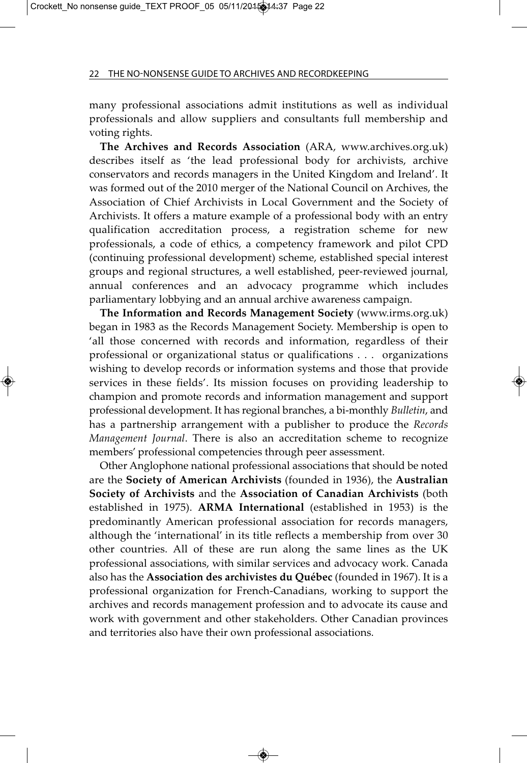many professional associations admit institutions as well as individual professionals and allow suppliers and consultants full membership and voting rights.

**The Archives and Records Association** (ARA, www.archives.org.uk) describes itself as 'the lead professional body for archivists, archive conservators and records managers in the United Kingdom and Ireland'. It was formed out of the 2010 merger of the National Council on Archives, the Association of Chief Archivists in Local Government and the Society of Archivists. It offers a mature example of a professional body with an entry qualification accreditation process, a registration scheme for new professionals, a code of ethics, a competency framework and pilot CPD (continuing professional development) scheme, established special interest groups and regional structures, a well established, peer-reviewed journal, annual conferences and an advocacy programme which includes parliamentary lobbying and an annual archive awareness campaign.

**The Information and Records Management Society** (www.irms.org.uk) began in 1983 as the Records Management Society. Membership is open to 'all those concerned with records and information, regardless of their professional or organizational status or qualifications . . . organizations wishing to develop records or information systems and those that provide services in these fields'. Its mission focuses on providing leadership to champion and promote records and information management and support professional development. It has regional branches, a bi-monthly *Bulletin*, and has a partnership arrangement with a publisher to produce the *Records Management Journal*. There is also an accreditation scheme to recognize members' professional competencies through peer assessment.

Other Anglophone national professional associations that should be noted are the **Society of American Archivists** (founded in 1936), the **Australian Society of Archivists** and the **Association of Canadian Archivists** (both established in 1975). **ARMA International** (established in 1953) is the predominantly American professional association for records managers, although the 'international' in its title reflects a membership from over 30 other countries. All of these are run along the same lines as the UK professional associations, with similar services and advocacy work. Canada also has the **Association des archivistes du Québec** (founded in 1967). It is a professional organization for French-Canadians, working to support the archives and records management profession and to advocate its cause and work with government and other stakeholders. Other Canadian provinces and territories also have their own professional associations.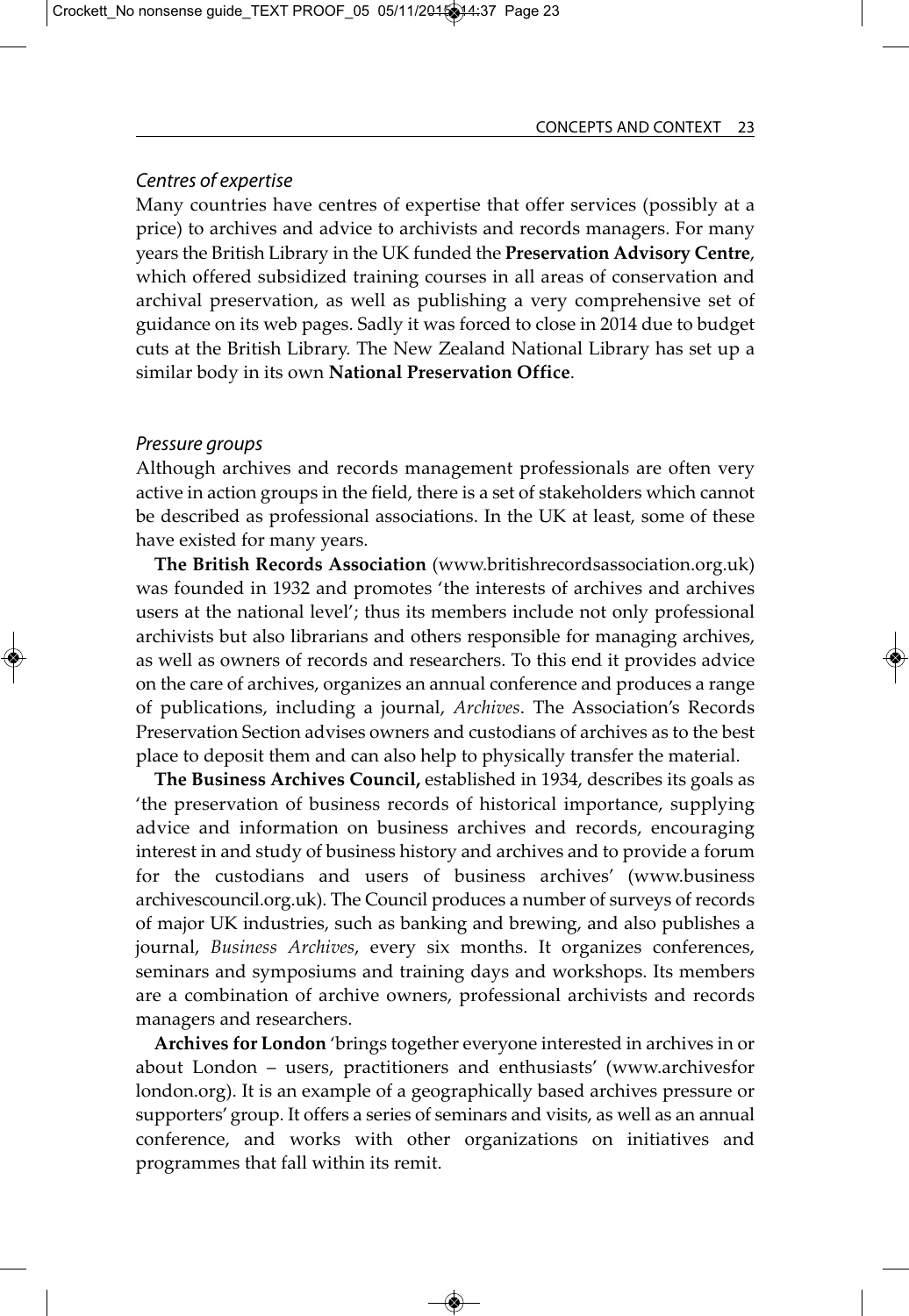### *Centres of expertise*

Many countries have centres of expertise that offer services (possibly at a price) to archives and advice to archivists and records managers. For many years the British Library in the UK funded the **Preservation Advisory Centre**, which offered subsidized training courses in all areas of conservation and archival preservation, as well as publishing a very comprehensive set of guidance on its web pages. Sadly it was forced to close in 2014 due to budget cuts at the British Library. The New Zealand National Library has set up a similar body in its own **National Preservation Office**.

### *Pressure groups*

Although archives and records management professionals are often very active in action groups in the field, there is a set of stakeholders which cannot be described as professional associations. In the UK at least, some of these have existed for many years.

**The British Records Association** (www.britishrecordsassociation.org.uk) was founded in 1932 and promotes 'the interests of archives and archives users at the national level'; thus its members include not only professional archivists but also librarians and others responsible for managing archives, as well as owners of records and researchers. To this end it provides advice on the care of archives, organizes an annual conference and produces a range of publications, including a journal, *Archives*. The Association's Records Preservation Section advises owners and custodians of archives as to the best place to deposit them and can also help to physically transfer the material.

**The Business Archives Council,** established in 1934, describes its goals as 'the preservation of business records of historical importance, supplying advice and information on business archives and records, encouraging interest in and study of business history and archives and to provide a forum for the custodians and users of business archives' (www.businessarchivescouncil.org.uk). The Council produces a number of surveys of records of major UK industries, such as banking and brewing, and also publishes a journal, *Business Archives*, every six months. It organizes conferences, seminars and symposiums and training days and workshops. Its members are a combination of archive owners, professional archivists and records managers and researchers.

**Archives for London** 'brings together everyone interested in archives in or about London – users, practitioners and enthusiasts' (www.archivesforlondon.org). It is an example of a geographically based archives pressure or supporters' group. It offers a series of seminars and visits, as well as an annual conference, and works with other organizations on initiatives and programmes that fall within its remit.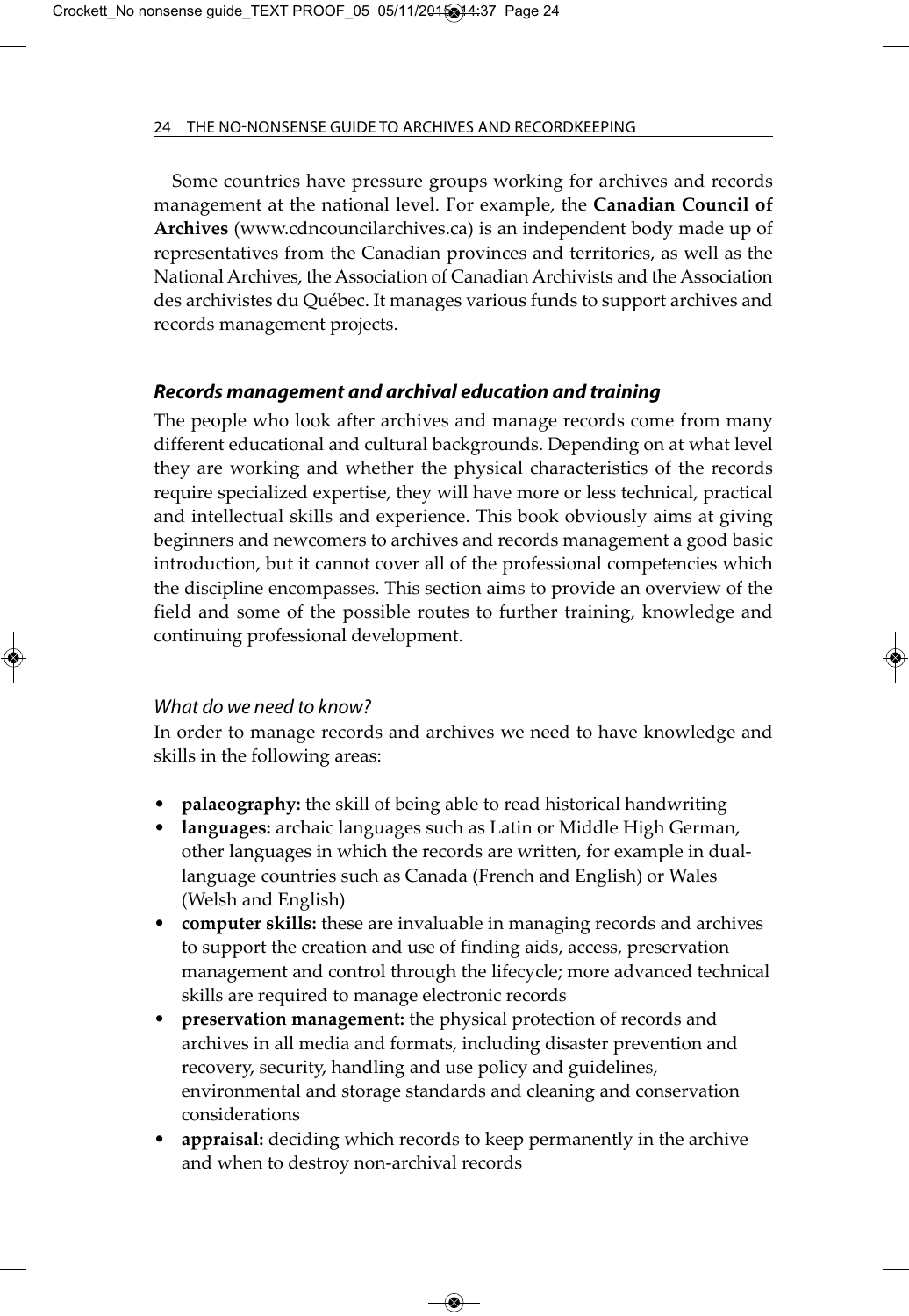Some countries have pressure groups working for archives and records management at the national level. For example, the **Canadian Council of Archives** (www.cdncouncilarchives.ca) is an independent body made up of representatives from the Canadian provinces and territories, as well as the National Archives, the Association of Canadian Archivists and the Association des archivistes du Québec. It manages various funds to support archives and records management projects.

## *Records management and archival education and training*

The people who look after archives and manage records come from many different educational and cultural backgrounds. Depending on at what level they are working and whether the physical characteristics of the records require specialized expertise, they will have more or less technical, practical and intellectual skills and experience. This book obviously aims at giving beginners and newcomers to archives and records management a good basic introduction, but it cannot cover all of the professional competencies which the discipline encompasses. This section aims to provide an overview of the field and some of the possible routes to further training, knowledge and continuing professional development.

### *What do we need to know?*

In order to manage records and archives we need to have knowledge and skills in the following areas:

- **palaeography:** the skill of being able to read historical handwriting
- **languages:** archaic languages such as Latin or Middle High German, other languages in which the records are written, for example in dual-language countries such as Canada (French and English) or Wales (Welsh and English)
- **computer skills:** these are invaluable in managing records and archives to support the creation and use of finding aids, access, preservation management and control through the lifecycle; more advanced technical skills are required to manage electronic records
- **preservation management:** the physical protection of records and archives in all media and formats, including disaster prevention and recovery, security, handling and use policy and guidelines, environmental and storage standards and cleaning and conservation considerations
- **appraisal:** deciding which records to keep permanently in the archive and when to destroy non-archival records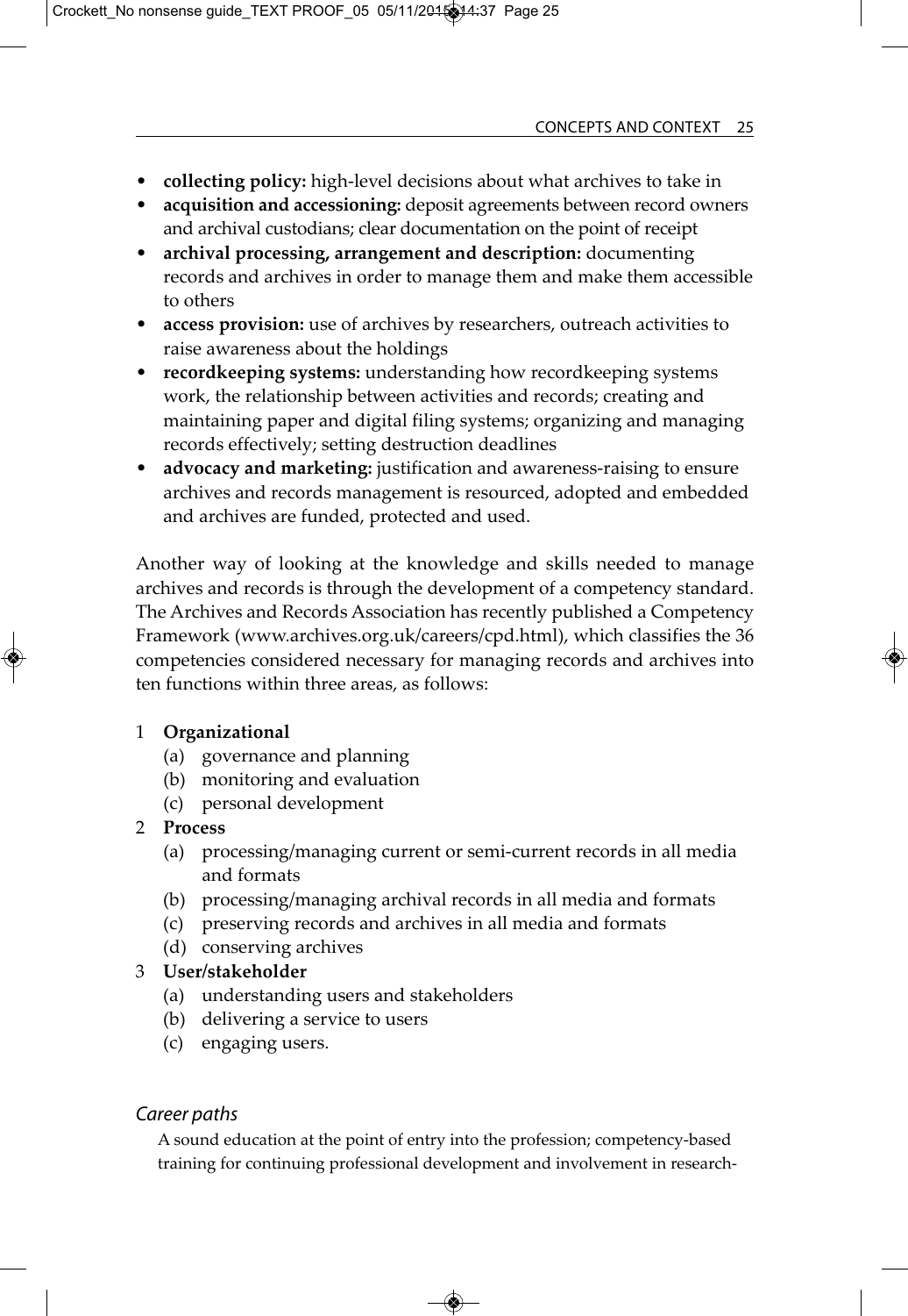- **collecting policy:** high-level decisions about what archives to take in
- **acquisition and accessioning:** deposit agreements between record owners and archival custodians; clear documentation on the point of receipt
- **archival processing, arrangement and description:** documenting records and archives in order to manage them and make them accessible to others
- **access provision:** use of archives by researchers, outreach activities to raise awareness about the holdings
- **recordkeeping systems:** understanding how recordkeeping systems work, the relationship between activities and records; creating and maintaining paper and digital filing systems; organizing and managing records effectively; setting destruction deadlines
- **advocacy and marketing:** justification and awareness-raising to ensure archives and records management is resourced, adopted and embedded and archives are funded, protected and used.

Another way of looking at the knowledge and skills needed to manage archives and records is through the development of a competency standard. The Archives and Records Association has recently published a Competency Framework (www.archives.org.uk/careers/cpd.html), which classifies the 36 competencies considered necessary for managing records and archives into ten functions within three areas, as follows:

1. **Organizational**
   - (a) governance and planning
   - (b) monitoring and evaluation
   - (c) personal development
2. **Process**
   - (a) processing/managing current or semi-current records in all media and formats
   - (b) processing/managing archival records in all media and formats
   - (c) preserving records and archives in all media and formats
   - (d) conserving archives
3. **User/stakeholder**
   - (a) understanding users and stakeholders
   - (b) delivering a service to users
   - (c) engaging users.

### *Career paths*

A sound education at the point of entry into the profession; competency-based training for continuing professional development and involvement in research-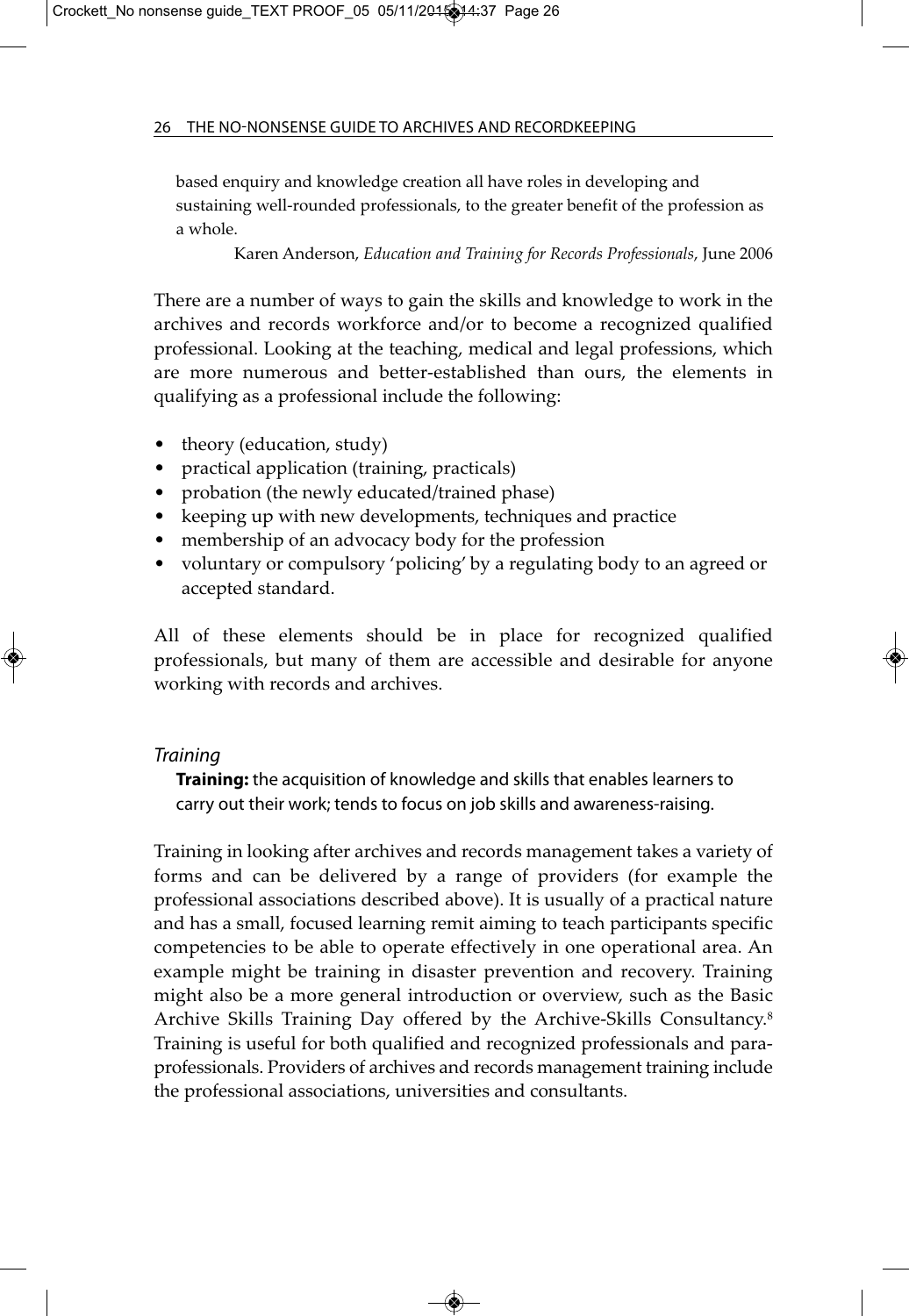> based enquiry and knowledge creation all have roles in developing and sustaining well-rounded professionals, to the greater benefit of the profession as a whole.
>
> Karen Anderson, *Education and Training for Records Professionals*, June 2006

There are a number of ways to gain the skills and knowledge to work in the archives and records workforce and/or to become a recognized qualified professional. Looking at the teaching, medical and legal professions, which are more numerous and better-established than ours, the elements in qualifying as a professional include the following:

- theory (education, study)
- practical application (training, practicals)
- probation (the newly educated/trained phase)
- keeping up with new developments, techniques and practice
- membership of an advocacy body for the profession
- voluntary or compulsory 'policing' by a regulating body to an agreed or accepted standard.

All of these elements should be in place for recognized qualified professionals, but many of them are accessible and desirable for anyone working with records and archives.

### *Training*

> **Training:** the acquisition of knowledge and skills that enables learners to carry out their work; tends to focus on job skills and awareness-raising.

Training in looking after archives and records management takes a variety of forms and can be delivered by a range of providers (for example the professional associations described above). It is usually of a practical nature and has a small, focused learning remit aiming to teach participants specific competencies to be able to operate effectively in one operational area. An example might be training in disaster prevention and recovery. Training might also be a more general introduction or overview, such as the Basic Archive Skills Training Day offered by the Archive-Skills Consultancy.[8] Training is useful for both qualified and recognized professionals and para-professionals. Providers of archives and records management training include the professional associations, universities and consultants.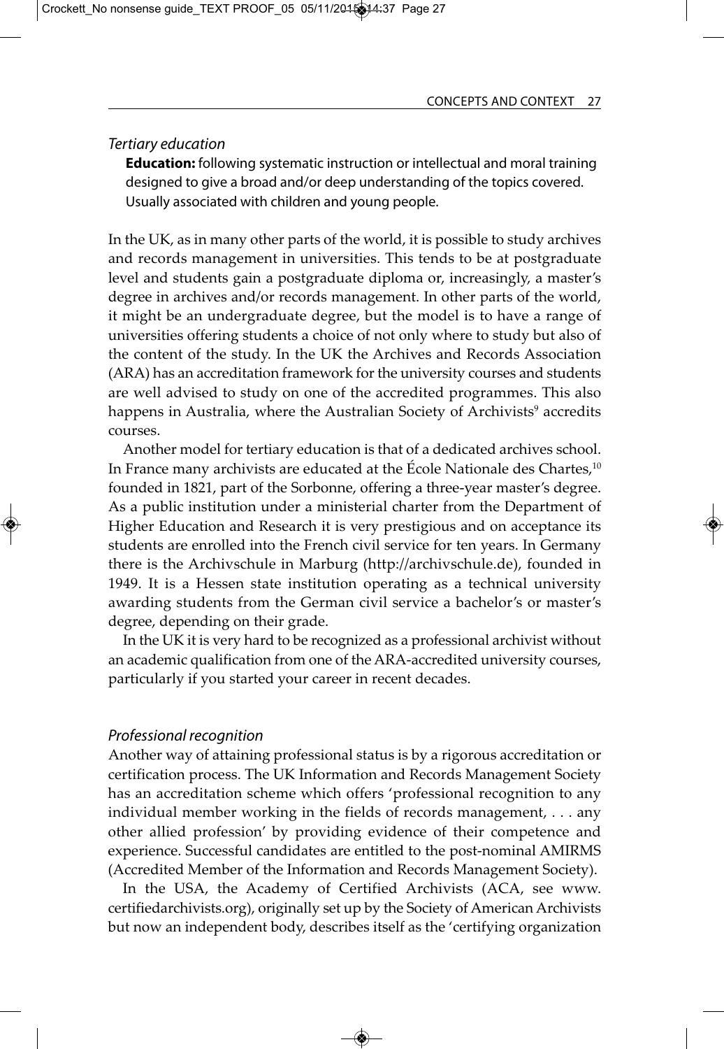*Tertiary education*

> **Education:** following systematic instruction or intellectual and moral training designed to give a broad and/or deep understanding of the topics covered. Usually associated with children and young people.

In the UK, as in many other parts of the world, it is possible to study archives and records management in universities. This tends to be at postgraduate level and students gain a postgraduate diploma or, increasingly, a master's degree in archives and/or records management. In other parts of the world, it might be an undergraduate degree, but the model is to have a range of universities offering students a choice of not only where to study but also of the content of the study. In the UK the Archives and Records Association (ARA) has an accreditation framework for the university courses and students are well advised to study on one of the accredited programmes. This also happens in Australia, where the Australian Society of Archivists[9] accredits courses.

Another model for tertiary education is that of a dedicated archives school. In France many archivists are educated at the École Nationale des Chartes,[10] founded in 1821, part of the Sorbonne, offering a three-year master's degree. As a public institution under a ministerial charter from the Department of Higher Education and Research it is very prestigious and on acceptance its students are enrolled into the French civil service for ten years. In Germany there is the Archivschule in Marburg (http://archivschule.de), founded in 1949. It is a Hessen state institution operating as a technical university awarding students from the German civil service a bachelor's or master's degree, depending on their grade.

In the UK it is very hard to be recognized as a professional archivist without an academic qualification from one of the ARA-accredited university courses, particularly if you started your career in recent decades.

*Professional recognition*

Another way of attaining professional status is by a rigorous accreditation or certification process. The UK Information and Records Management Society has an accreditation scheme which offers 'professional recognition to any individual member working in the fields of records management, . . . any other allied profession' by providing evidence of their competence and experience. Successful candidates are entitled to the post-nominal AMIRMS (Accredited Member of the Information and Records Management Society).

In the USA, the Academy of Certified Archivists (ACA, see www.certifiedarchivists.org), originally set up by the Society of American Archivists but now an independent body, describes itself as the 'certifying organization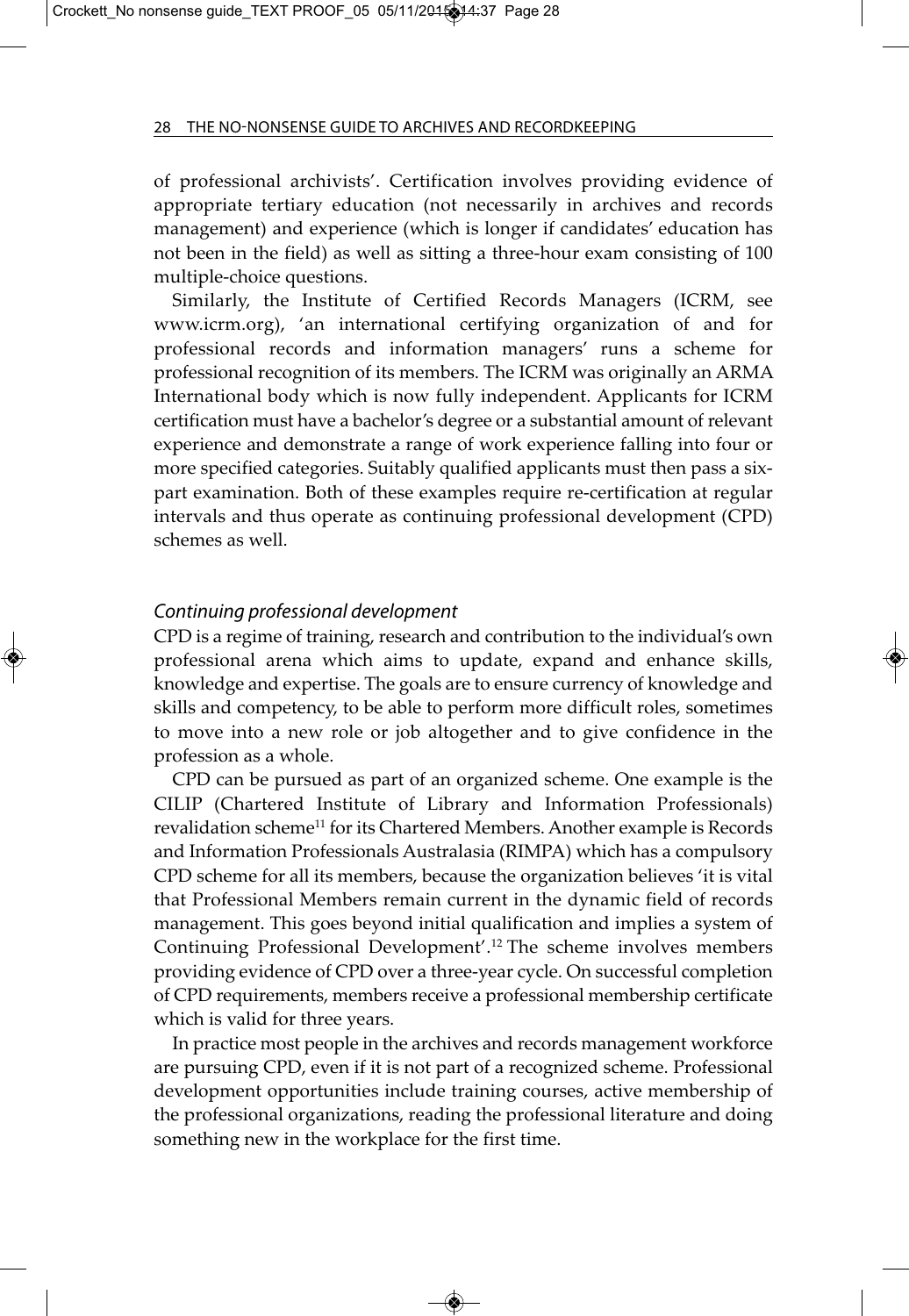of professional archivists'. Certification involves providing evidence of appropriate tertiary education (not necessarily in archives and records management) and experience (which is longer if candidates' education has not been in the field) as well as sitting a three-hour exam consisting of 100 multiple-choice questions.

Similarly, the Institute of Certified Records Managers (ICRM, see www.icrm.org), 'an international certifying organization of and for professional records and information managers' runs a scheme for professional recognition of its members. The ICRM was originally an ARMA International body which is now fully independent. Applicants for ICRM certification must have a bachelor's degree or a substantial amount of relevant experience and demonstrate a range of work experience falling into four or more specified categories. Suitably qualified applicants must then pass a six-part examination. Both of these examples require re-certification at regular intervals and thus operate as continuing professional development (CPD) schemes as well.

### *Continuing professional development*

CPD is a regime of training, research and contribution to the individual's own professional arena which aims to update, expand and enhance skills, knowledge and expertise. The goals are to ensure currency of knowledge and skills and competency, to be able to perform more difficult roles, sometimes to move into a new role or job altogether and to give confidence in the profession as a whole.

CPD can be pursued as part of an organized scheme. One example is the CILIP (Chartered Institute of Library and Information Professionals) revalidation scheme[11] for its Chartered Members. Another example is Records and Information Professionals Australasia (RIMPA) which has a compulsory CPD scheme for all its members, because the organization believes 'it is vital that Professional Members remain current in the dynamic field of records management. This goes beyond initial qualification and implies a system of Continuing Professional Development'.[12] The scheme involves members providing evidence of CPD over a three-year cycle. On successful completion of CPD requirements, members receive a professional membership certificate which is valid for three years.

In practice most people in the archives and records management workforce are pursuing CPD, even if it is not part of a recognized scheme. Professional development opportunities include training courses, active membership of the professional organizations, reading the professional literature and doing something new in the workplace for the first time.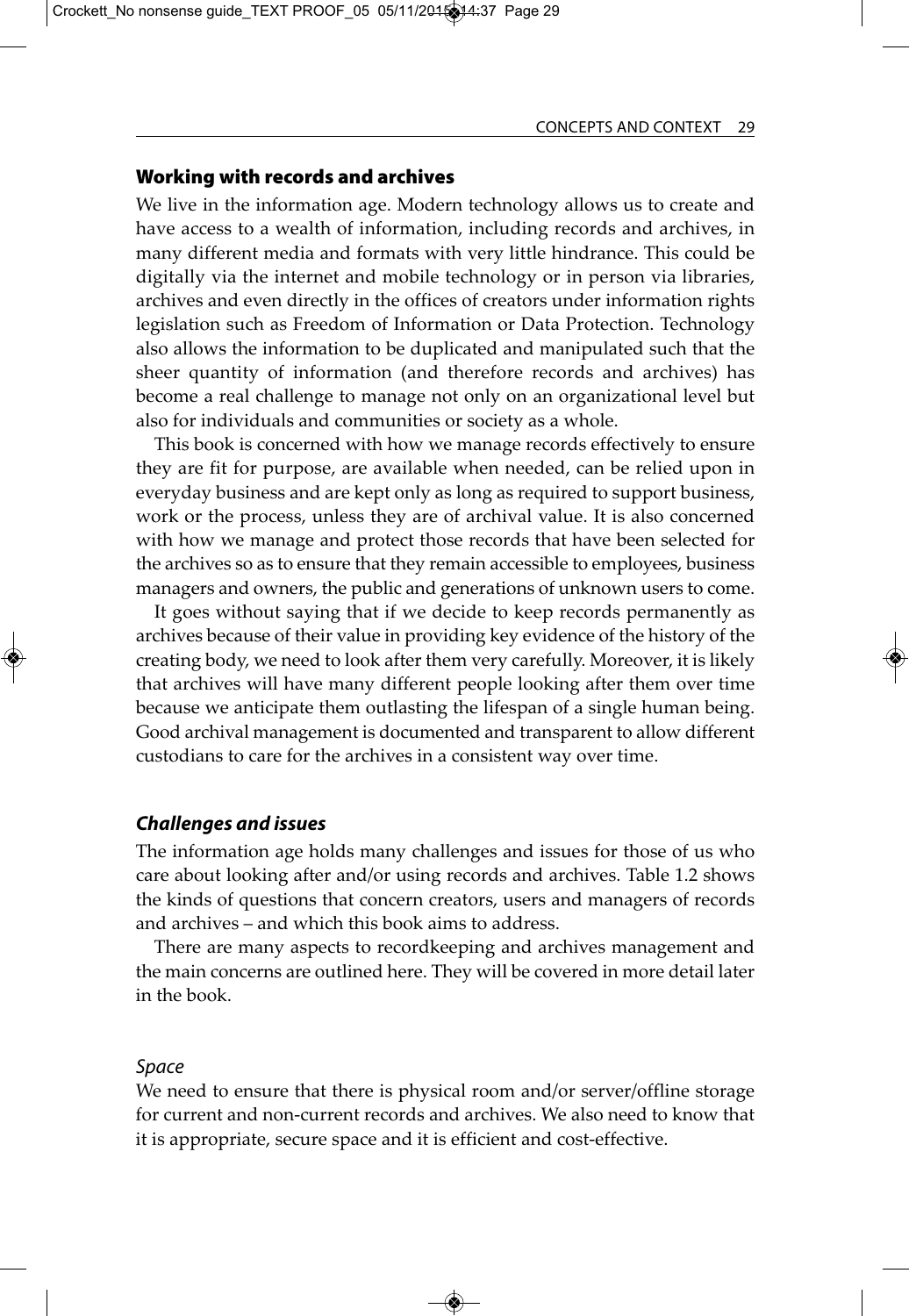## Working with records and archives

We live in the information age. Modern technology allows us to create and have access to a wealth of information, including records and archives, in many different media and formats with very little hindrance. This could be digitally via the internet and mobile technology or in person via libraries, archives and even directly in the offices of creators under information rights legislation such as Freedom of Information or Data Protection. Technology also allows the information to be duplicated and manipulated such that the sheer quantity of information (and therefore records and archives) has become a real challenge to manage not only on an organizational level but also for individuals and communities or society as a whole.

This book is concerned with how we manage records effectively to ensure they are fit for purpose, are available when needed, can be relied upon in everyday business and are kept only as long as required to support business, work or the process, unless they are of archival value. It is also concerned with how we manage and protect those records that have been selected for the archives so as to ensure that they remain accessible to employees, business managers and owners, the public and generations of unknown users to come.

It goes without saying that if we decide to keep records permanently as archives because of their value in providing key evidence of the history of the creating body, we need to look after them very carefully. Moreover, it is likely that archives will have many different people looking after them over time because we anticipate them outlasting the lifespan of a single human being. Good archival management is documented and transparent to allow different custodians to care for the archives in a consistent way over time.

### *Challenges and issues*

The information age holds many challenges and issues for those of us who care about looking after and/or using records and archives. Table 1.2 shows the kinds of questions that concern creators, users and managers of records and archives – and which this book aims to address.

There are many aspects to recordkeeping and archives management and the main concerns are outlined here. They will be covered in more detail later in the book.

#### *Space*

We need to ensure that there is physical room and/or server/offline storage for current and non-current records and archives. We also need to know that it is appropriate, secure space and it is efficient and cost-effective.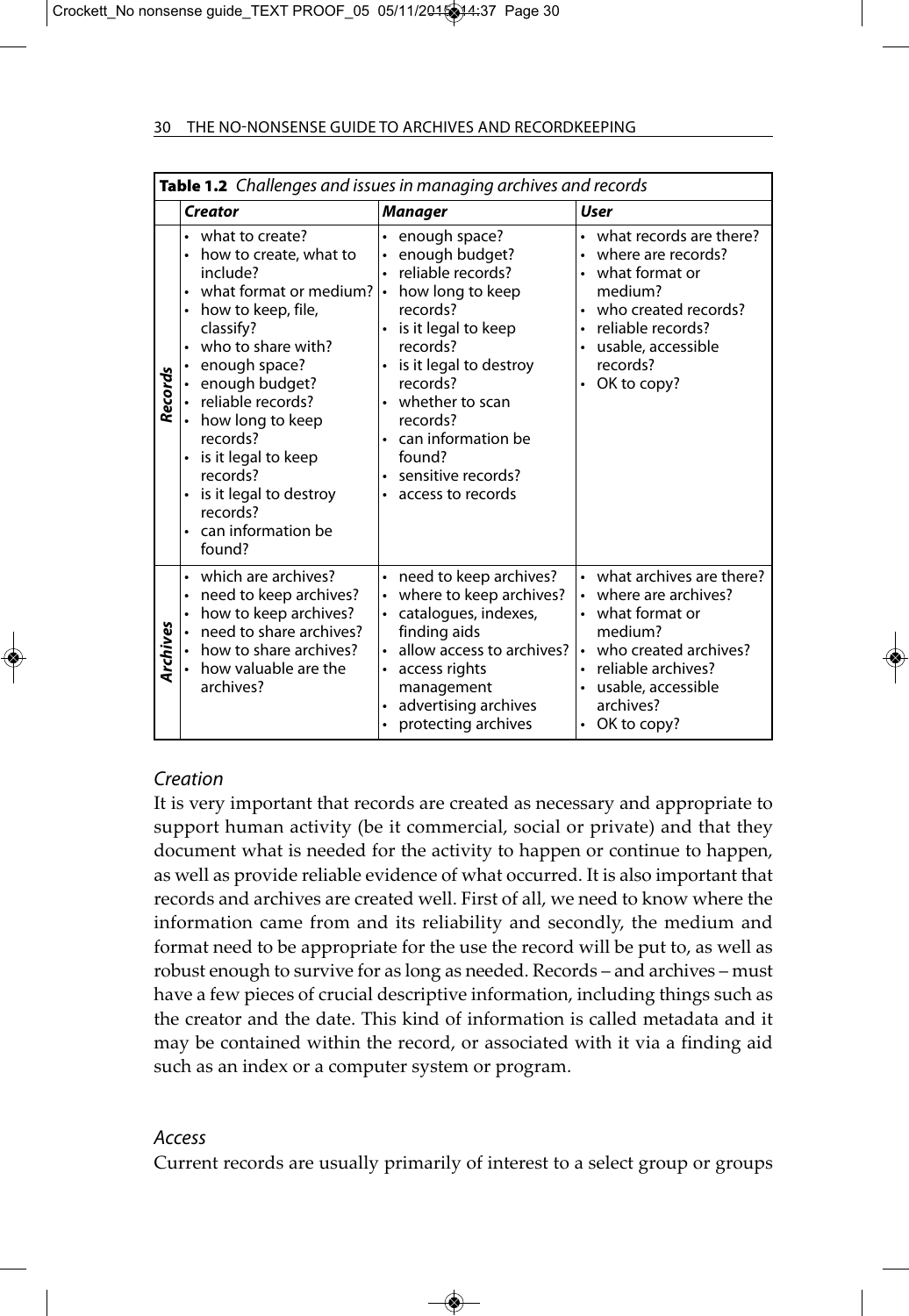**Table 1.2** *Challenges and issues in managing archives and records*

| | Creator | Manager | User |
|---|---|---|---|
| **Records** | • what to create?<br>• how to create, what to include?<br>• what format or medium?<br>• how to keep, file, classify?<br>• who to share with?<br>• enough space?<br>• enough budget?<br>• reliable records?<br>• how long to keep records?<br>• is it legal to keep records?<br>• is it legal to destroy records?<br>• can information be found? | • enough space?<br>• enough budget?<br>• reliable records?<br>• how long to keep records?<br>• is it legal to keep records?<br>• is it legal to destroy records?<br>• whether to scan records?<br>• can information be found?<br>• sensitive records?<br>• access to records | • what records are there?<br>• where are records?<br>• what format or medium?<br>• who created records?<br>• reliable records?<br>• usable, accessible records?<br>• OK to copy? |
| **Archives** | • which are archives?<br>• need to keep archives?<br>• how to keep archives?<br>• need to share archives?<br>• how to share archives?<br>• how valuable are the archives? | • need to keep archives?<br>• where to keep archives?<br>• catalogues, indexes, finding aids<br>• allow access to archives?<br>• access rights management<br>• advertising archives<br>• protecting archives | • what archives are there?<br>• where are archives?<br>• what format or medium?<br>• who created archives?<br>• reliable archives?<br>• usable, accessible archives?<br>• OK to copy? |

### *Creation*

It is very important that records are created as necessary and appropriate to support human activity (be it commercial, social or private) and that they document what is needed for the activity to happen or continue to happen, as well as provide reliable evidence of what occurred. It is also important that records and archives are created well. First of all, we need to know where the information came from and its reliability and secondly, the medium and format need to be appropriate for the use the record will be put to, as well as robust enough to survive for as long as needed. Records – and archives – must have a few pieces of crucial descriptive information, including things such as the creator and the date. This kind of information is called metadata and it may be contained within the record, or associated with it via a finding aid such as an index or a computer system or program.

### *Access*

Current records are usually primarily of interest to a select group or groups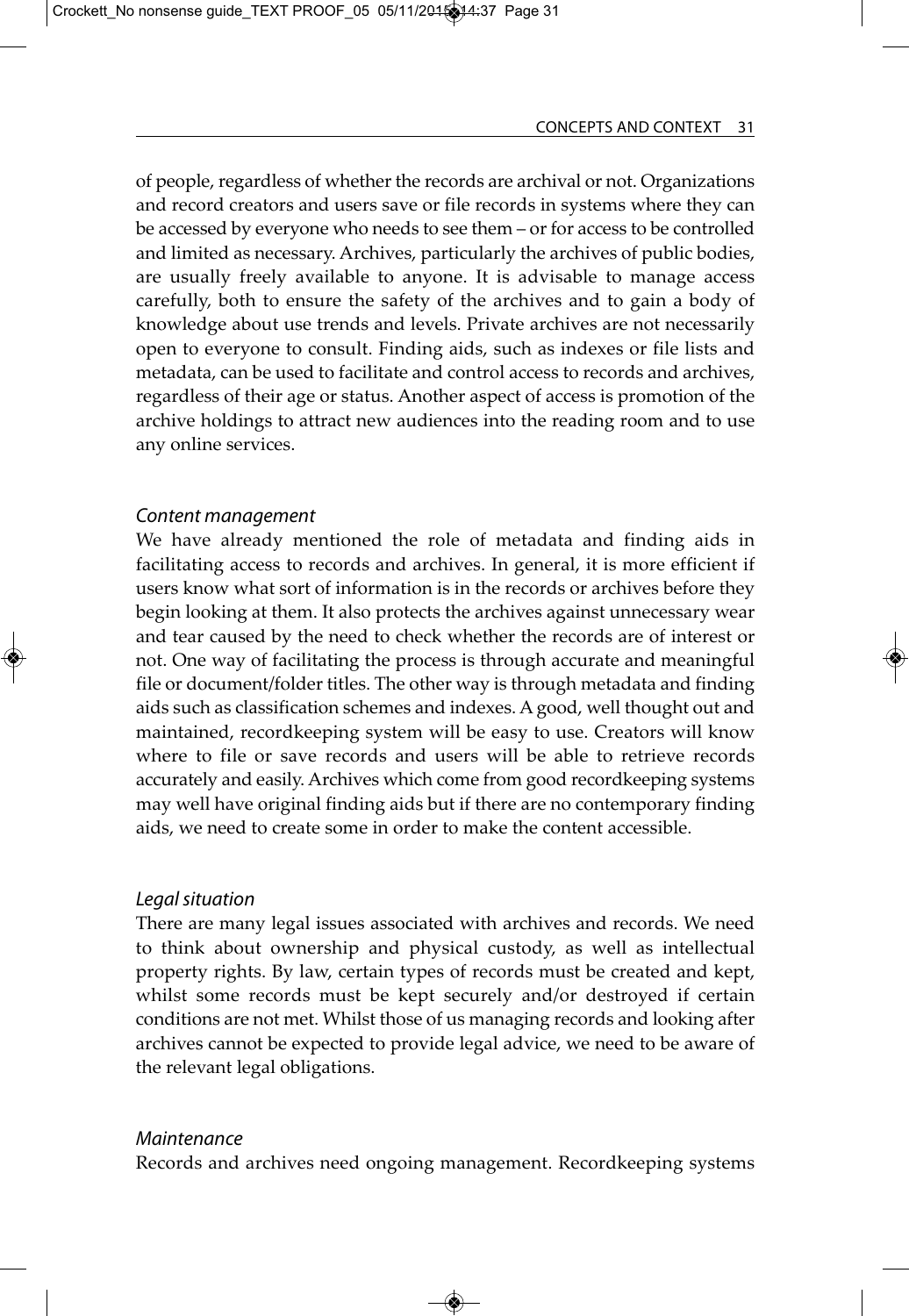of people, regardless of whether the records are archival or not. Organizations and record creators and users save or file records in systems where they can be accessed by everyone who needs to see them – or for access to be controlled and limited as necessary. Archives, particularly the archives of public bodies, are usually freely available to anyone. It is advisable to manage access carefully, both to ensure the safety of the archives and to gain a body of knowledge about use trends and levels. Private archives are not necessarily open to everyone to consult. Finding aids, such as indexes or file lists and metadata, can be used to facilitate and control access to records and archives, regardless of their age or status. Another aspect of access is promotion of the archive holdings to attract new audiences into the reading room and to use any online services.

### *Content management*

We have already mentioned the role of metadata and finding aids in facilitating access to records and archives. In general, it is more efficient if users know what sort of information is in the records or archives before they begin looking at them. It also protects the archives against unnecessary wear and tear caused by the need to check whether the records are of interest or not. One way of facilitating the process is through accurate and meaningful file or document/folder titles. The other way is through metadata and finding aids such as classification schemes and indexes. A good, well thought out and maintained, recordkeeping system will be easy to use. Creators will know where to file or save records and users will be able to retrieve records accurately and easily. Archives which come from good recordkeeping systems may well have original finding aids but if there are no contemporary finding aids, we need to create some in order to make the content accessible.

### *Legal situation*

There are many legal issues associated with archives and records. We need to think about ownership and physical custody, as well as intellectual property rights. By law, certain types of records must be created and kept, whilst some records must be kept securely and/or destroyed if certain conditions are not met. Whilst those of us managing records and looking after archives cannot be expected to provide legal advice, we need to be aware of the relevant legal obligations.

### *Maintenance*

Records and archives need ongoing management. Recordkeeping systems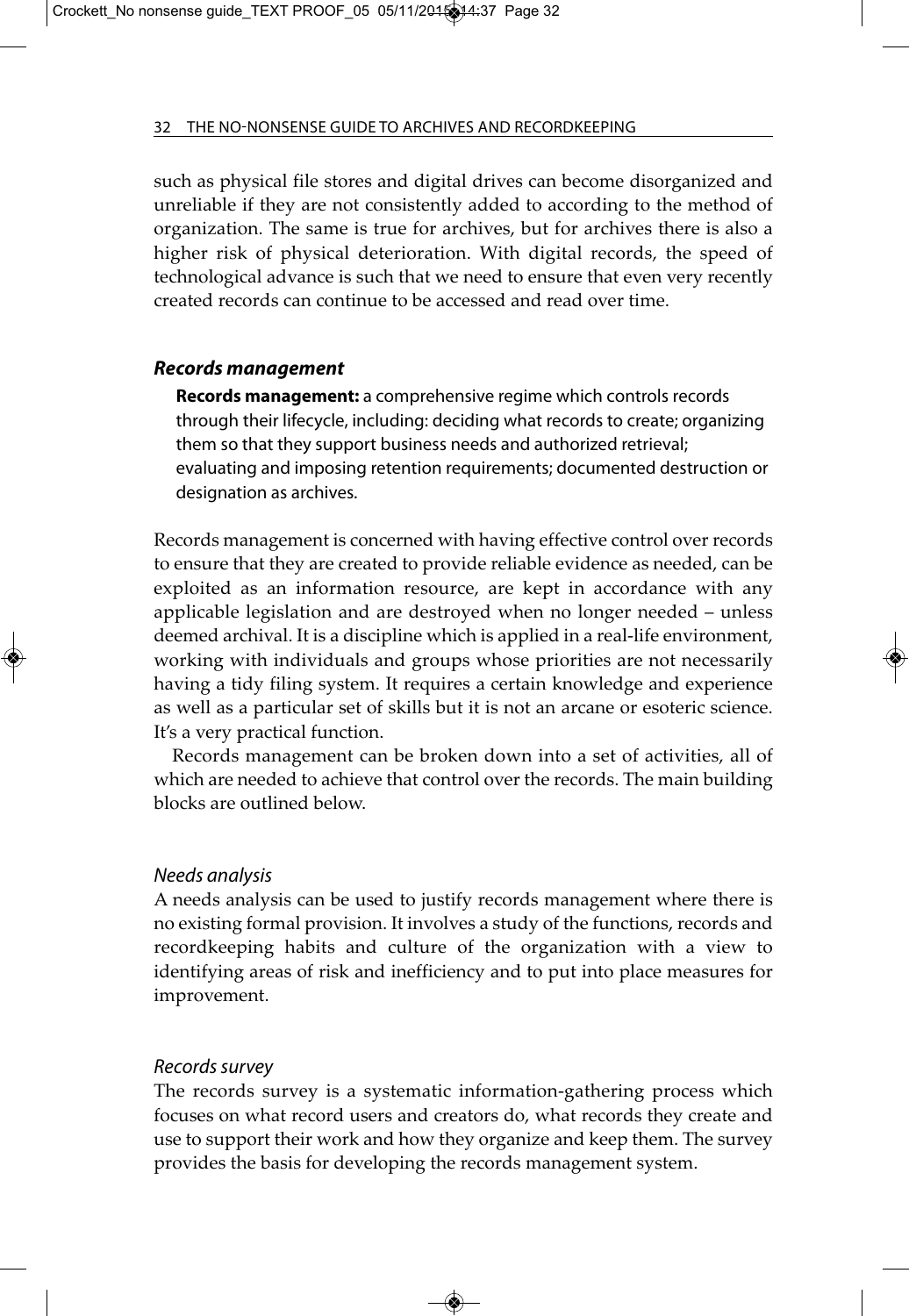such as physical file stores and digital drives can become disorganized and unreliable if they are not consistently added to according to the method of organization. The same is true for archives, but for archives there is also a higher risk of physical deterioration. With digital records, the speed of technological advance is such that we need to ensure that even very recently created records can continue to be accessed and read over time.

### *Records management*

> **Records management:** a comprehensive regime which controls records through their lifecycle, including: deciding what records to create; organizing them so that they support business needs and authorized retrieval; evaluating and imposing retention requirements; documented destruction or designation as archives.

Records management is concerned with having effective control over records to ensure that they are created to provide reliable evidence as needed, can be exploited as an information resource, are kept in accordance with any applicable legislation and are destroyed when no longer needed – unless deemed archival. It is a discipline which is applied in a real-life environment, working with individuals and groups whose priorities are not necessarily having a tidy filing system. It requires a certain knowledge and experience as well as a particular set of skills but it is not an arcane or esoteric science. It's a very practical function.

Records management can be broken down into a set of activities, all of which are needed to achieve that control over the records. The main building blocks are outlined below.

#### *Needs analysis*

A needs analysis can be used to justify records management where there is no existing formal provision. It involves a study of the functions, records and recordkeeping habits and culture of the organization with a view to identifying areas of risk and inefficiency and to put into place measures for improvement.

#### *Records survey*

The records survey is a systematic information-gathering process which focuses on what record users and creators do, what records they create and use to support their work and how they organize and keep them. The survey provides the basis for developing the records management system.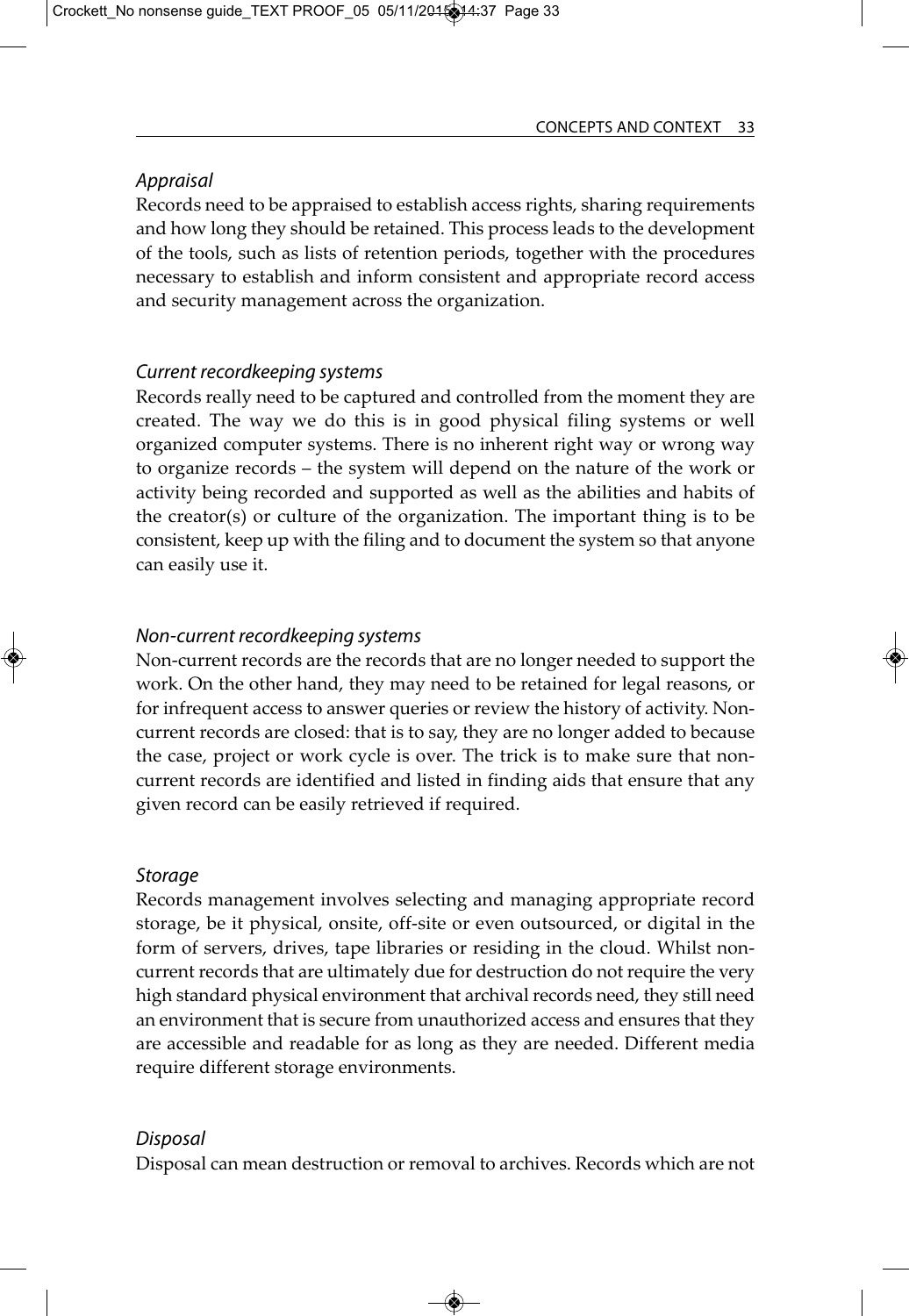*Appraisal*

Records need to be appraised to establish access rights, sharing requirements and how long they should be retained. This process leads to the development of the tools, such as lists of retention periods, together with the procedures necessary to establish and inform consistent and appropriate record access and security management across the organization.

*Current recordkeeping systems*

Records really need to be captured and controlled from the moment they are created. The way we do this is in good physical filing systems or well organized computer systems. There is no inherent right way or wrong way to organize records – the system will depend on the nature of the work or activity being recorded and supported as well as the abilities and habits of the creator(s) or culture of the organization. The important thing is to be consistent, keep up with the filing and to document the system so that anyone can easily use it.

*Non-current recordkeeping systems*

Non-current records are the records that are no longer needed to support the work. On the other hand, they may need to be retained for legal reasons, or for infrequent access to answer queries or review the history of activity. Non-current records are closed: that is to say, they are no longer added to because the case, project or work cycle is over. The trick is to make sure that non-current records are identified and listed in finding aids that ensure that any given record can be easily retrieved if required.

*Storage*

Records management involves selecting and managing appropriate record storage, be it physical, onsite, off-site or even outsourced, or digital in the form of servers, drives, tape libraries or residing in the cloud. Whilst non-current records that are ultimately due for destruction do not require the very high standard physical environment that archival records need, they still need an environment that is secure from unauthorized access and ensures that they are accessible and readable for as long as they are needed. Different media require different storage environments.

*Disposal*

Disposal can mean destruction or removal to archives. Records which are not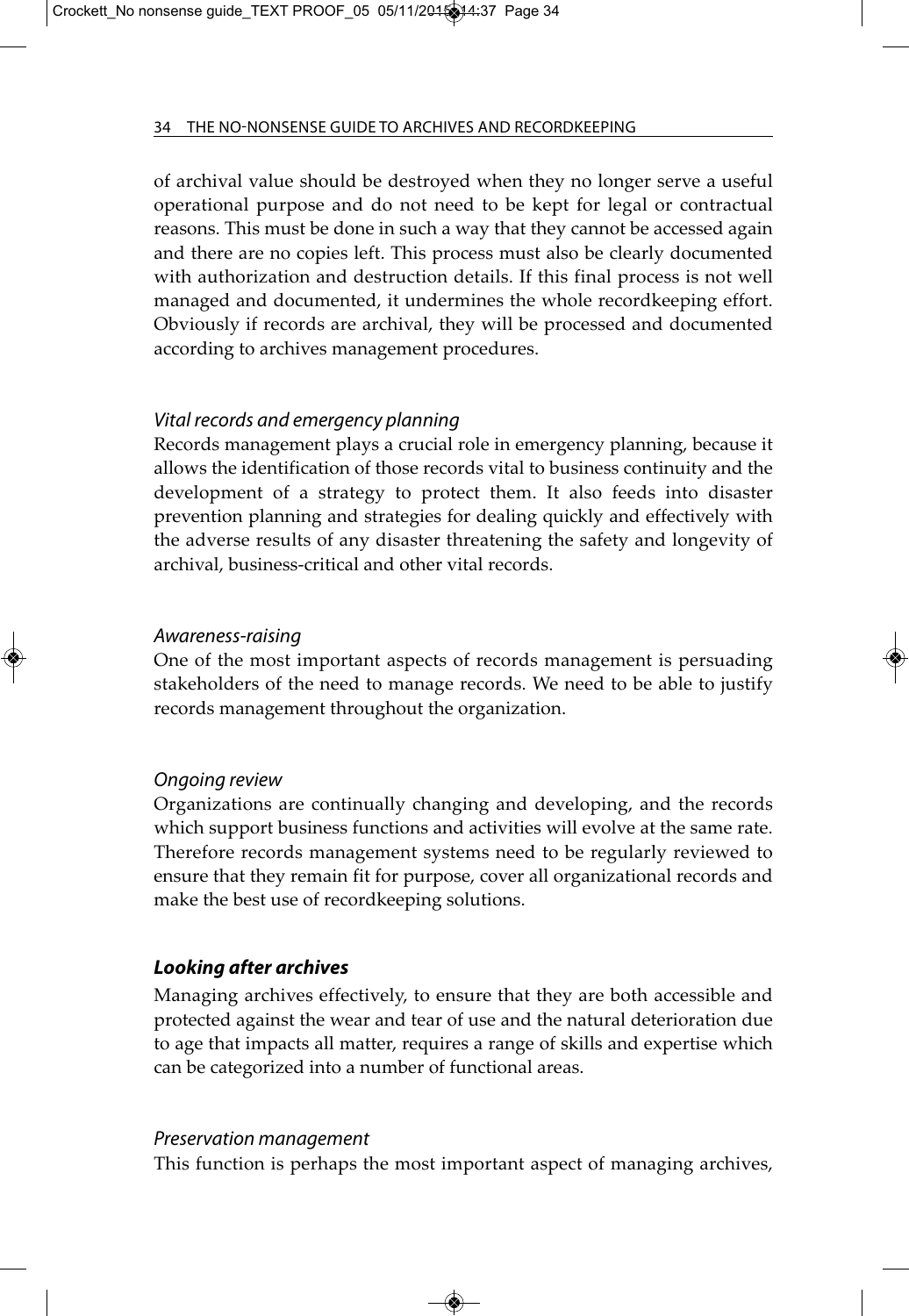of archival value should be destroyed when they no longer serve a useful operational purpose and do not need to be kept for legal or contractual reasons. This must be done in such a way that they cannot be accessed again and there are no copies left. This process must also be clearly documented with authorization and destruction details. If this final process is not well managed and documented, it undermines the whole recordkeeping effort. Obviously if records are archival, they will be processed and documented according to archives management procedures.

*Vital records and emergency planning*

Records management plays a crucial role in emergency planning, because it allows the identification of those records vital to business continuity and the development of a strategy to protect them. It also feeds into disaster prevention planning and strategies for dealing quickly and effectively with the adverse results of any disaster threatening the safety and longevity of archival, business-critical and other vital records.

*Awareness-raising*

One of the most important aspects of records management is persuading stakeholders of the need to manage records. We need to be able to justify records management throughout the organization.

*Ongoing review*

Organizations are continually changing and developing, and the records which support business functions and activities will evolve at the same rate. Therefore records management systems need to be regularly reviewed to ensure that they remain fit for purpose, cover all organizational records and make the best use of recordkeeping solutions.

### ***Looking after archives***

Managing archives effectively, to ensure that they are both accessible and protected against the wear and tear of use and the natural deterioration due to age that impacts all matter, requires a range of skills and expertise which can be categorized into a number of functional areas.

*Preservation management*

This function is perhaps the most important aspect of managing archives,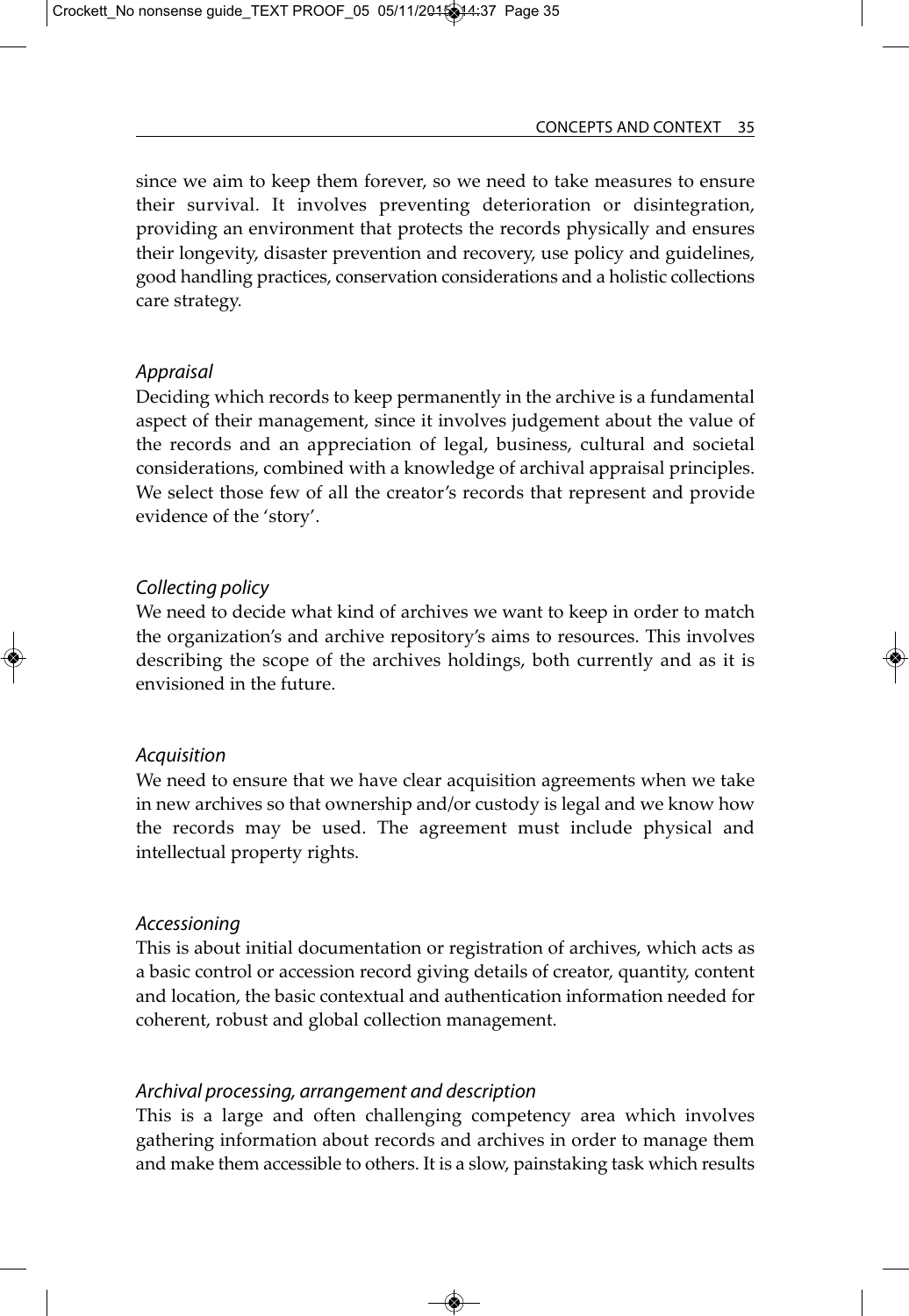since we aim to keep them forever, so we need to take measures to ensure their survival. It involves preventing deterioration or disintegration, providing an environment that protects the records physically and ensures their longevity, disaster prevention and recovery, use policy and guidelines, good handling practices, conservation considerations and a holistic collections care strategy.

### *Appraisal*

Deciding which records to keep permanently in the archive is a fundamental aspect of their management, since it involves judgement about the value of the records and an appreciation of legal, business, cultural and societal considerations, combined with a knowledge of archival appraisal principles. We select those few of all the creator's records that represent and provide evidence of the 'story'.

### *Collecting policy*

We need to decide what kind of archives we want to keep in order to match the organization's and archive repository's aims to resources. This involves describing the scope of the archives holdings, both currently and as it is envisioned in the future.

### *Acquisition*

We need to ensure that we have clear acquisition agreements when we take in new archives so that ownership and/or custody is legal and we know how the records may be used. The agreement must include physical and intellectual property rights.

### *Accessioning*

This is about initial documentation or registration of archives, which acts as a basic control or accession record giving details of creator, quantity, content and location, the basic contextual and authentication information needed for coherent, robust and global collection management.

### *Archival processing, arrangement and description*

This is a large and often challenging competency area which involves gathering information about records and archives in order to manage them and make them accessible to others. It is a slow, painstaking task which results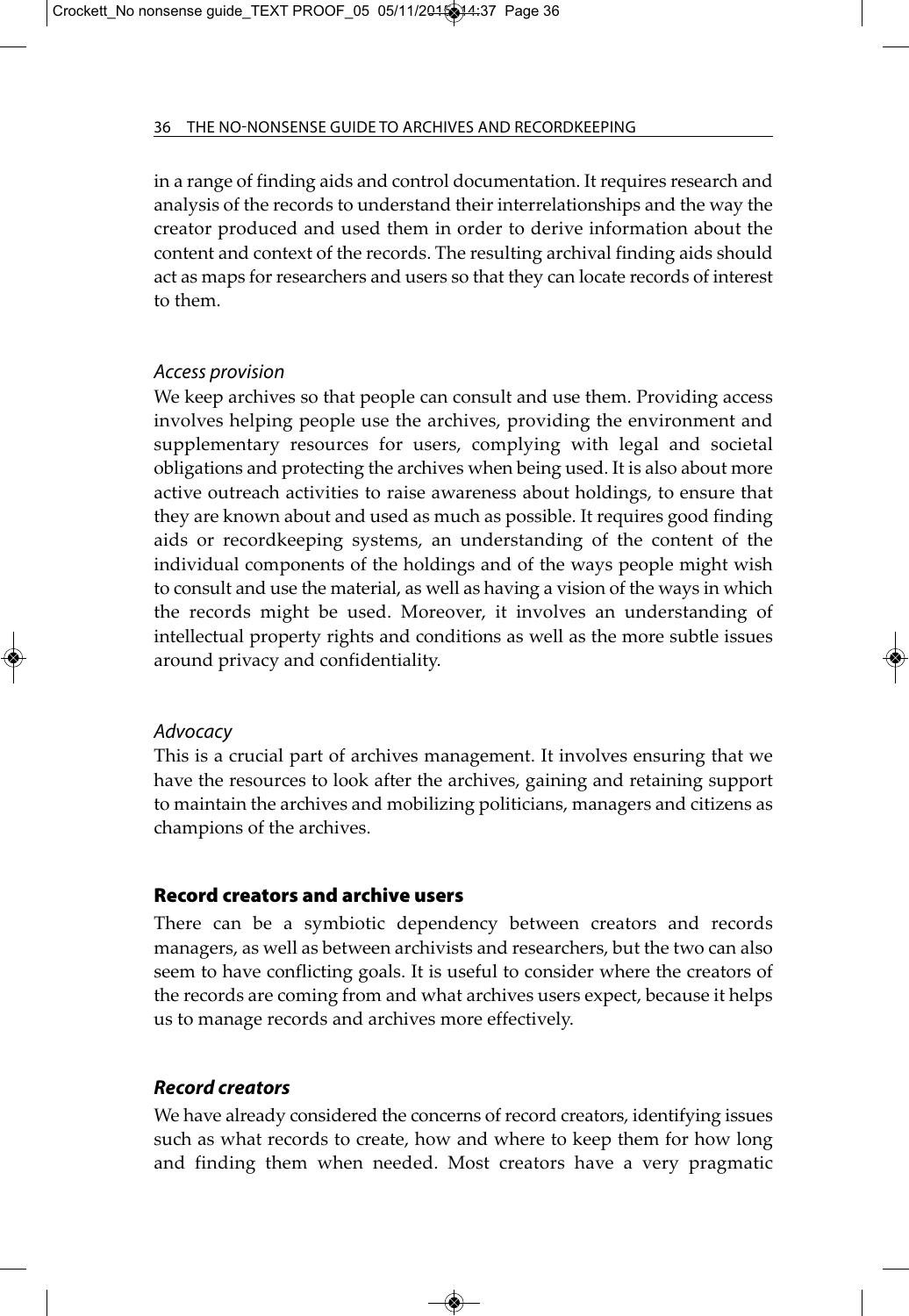in a range of finding aids and control documentation. It requires research and analysis of the records to understand their interrelationships and the way the creator produced and used them in order to derive information about the content and context of the records. The resulting archival finding aids should act as maps for researchers and users so that they can locate records of interest to them.

#### *Access provision*

We keep archives so that people can consult and use them. Providing access involves helping people use the archives, providing the environment and supplementary resources for users, complying with legal and societal obligations and protecting the archives when being used. It is also about more active outreach activities to raise awareness about holdings, to ensure that they are known about and used as much as possible. It requires good finding aids or recordkeeping systems, an understanding of the content of the individual components of the holdings and of the ways people might wish to consult and use the material, as well as having a vision of the ways in which the records might be used. Moreover, it involves an understanding of intellectual property rights and conditions as well as the more subtle issues around privacy and confidentiality.

#### *Advocacy*

This is a crucial part of archives management. It involves ensuring that we have the resources to look after the archives, gaining and retaining support to maintain the archives and mobilizing politicians, managers and citizens as champions of the archives.

## Record creators and archive users

There can be a symbiotic dependency between creators and records managers, as well as between archivists and researchers, but the two can also seem to have conflicting goals. It is useful to consider where the creators of the records are coming from and what archives users expect, because it helps us to manage records and archives more effectively.

### *Record creators*

We have already considered the concerns of record creators, identifying issues such as what records to create, how and where to keep them for how long and finding them when needed. Most creators have a very pragmatic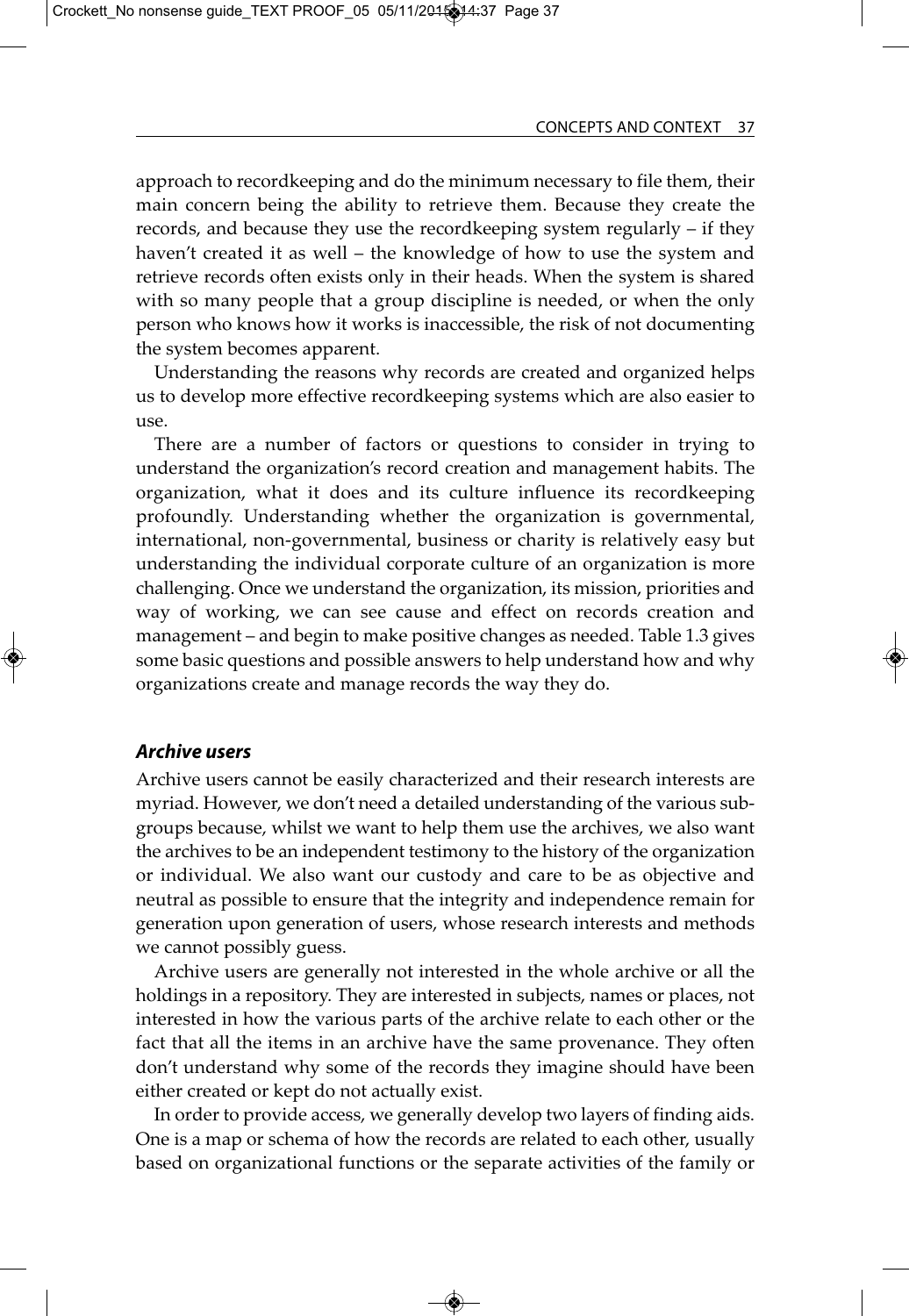approach to recordkeeping and do the minimum necessary to file them, their main concern being the ability to retrieve them. Because they create the records, and because they use the recordkeeping system regularly – if they haven't created it as well – the knowledge of how to use the system and retrieve records often exists only in their heads. When the system is shared with so many people that a group discipline is needed, or when the only person who knows how it works is inaccessible, the risk of not documenting the system becomes apparent.

Understanding the reasons why records are created and organized helps us to develop more effective recordkeeping systems which are also easier to use.

There are a number of factors or questions to consider in trying to understand the organization's record creation and management habits. The organization, what it does and its culture influence its recordkeeping profoundly. Understanding whether the organization is governmental, international, non-governmental, business or charity is relatively easy but understanding the individual corporate culture of an organization is more challenging. Once we understand the organization, its mission, priorities and way of working, we can see cause and effect on records creation and management – and begin to make positive changes as needed. Table 1.3 gives some basic questions and possible answers to help understand how and why organizations create and manage records the way they do.

### ***Archive users***

Archive users cannot be easily characterized and their research interests are myriad. However, we don't need a detailed understanding of the various sub-groups because, whilst we want to help them use the archives, we also want the archives to be an independent testimony to the history of the organization or individual. We also want our custody and care to be as objective and neutral as possible to ensure that the integrity and independence remain for generation upon generation of users, whose research interests and methods we cannot possibly guess.

Archive users are generally not interested in the whole archive or all the holdings in a repository. They are interested in subjects, names or places, not interested in how the various parts of the archive relate to each other or the fact that all the items in an archive have the same provenance. They often don't understand why some of the records they imagine should have been either created or kept do not actually exist.

In order to provide access, we generally develop two layers of finding aids. One is a map or schema of how the records are related to each other, usually based on organizational functions or the separate activities of the family or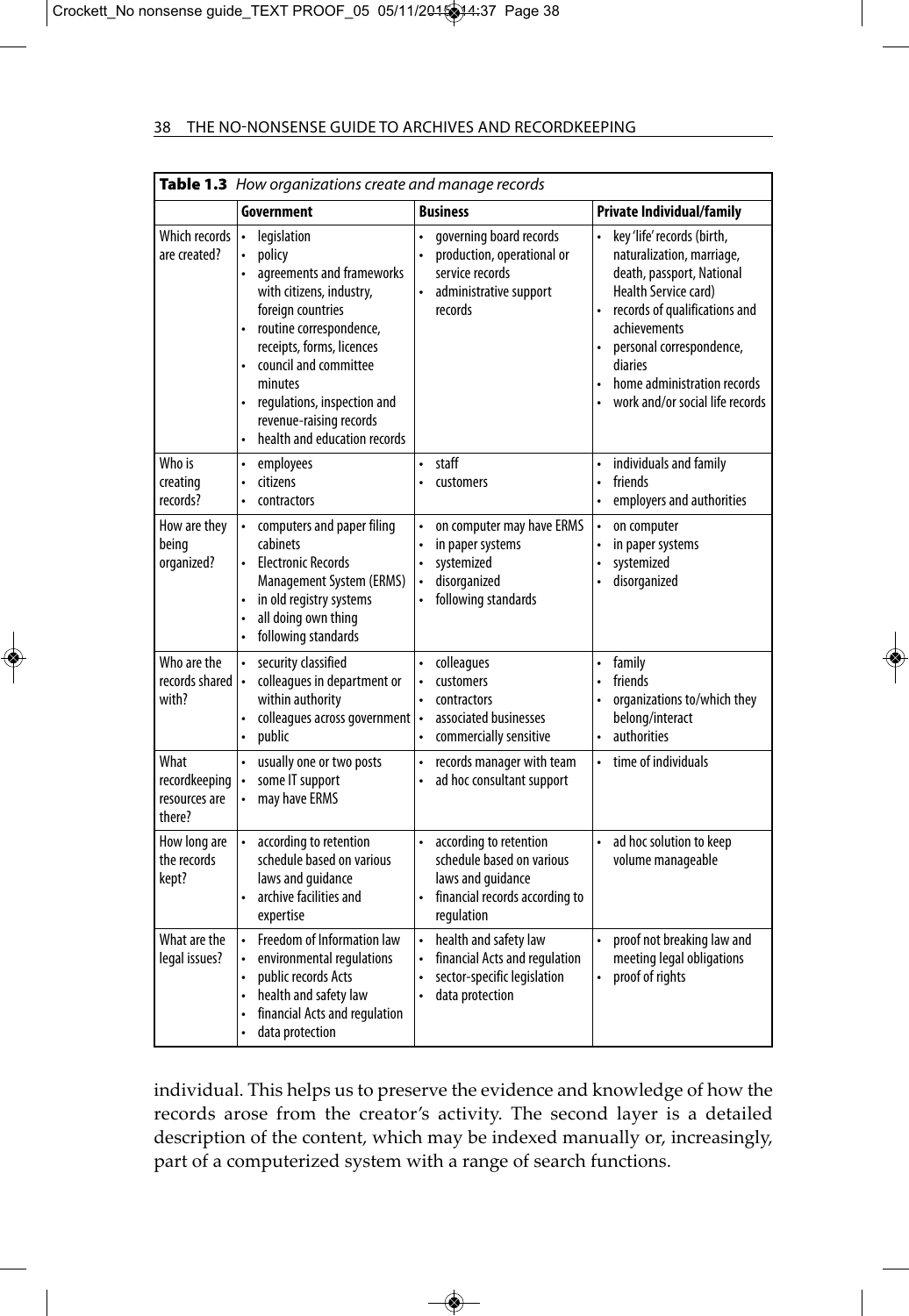**Table 1.3** *How organizations create and manage records*

| | Government | Business | Private Individual/family |
|---|---|---|---|
| Which records are created? | • legislation<br>• policy<br>• agreements and frameworks with citizens, industry, foreign countries<br>• routine correspondence, receipts, forms, licences<br>• council and committee minutes<br>• regulations, inspection and revenue-raising records<br>• health and education records | • governing board records<br>• production, operational or service records<br>• administrative support records | • key 'life' records (birth, naturalization, marriage, death, passport, National Health Service card)<br>• records of qualifications and achievements<br>• personal correspondence, diaries<br>• home administration records<br>• work and/or social life records |
| Who is creating records? | • employees<br>• citizens<br>• contractors | • staff<br>• customers | • individuals and family<br>• friends<br>• employers and authorities |
| How are they being organized? | • computers and paper filing cabinets<br>• Electronic Records Management System (ERMS)<br>• in old registry systems<br>• all doing own thing<br>• following standards | • on computer may have ERMS<br>• in paper systems<br>• systemized<br>• disorganized<br>• following standards | • on computer<br>• in paper systems<br>• systemized<br>• disorganized |
| Who are the records shared with? | • security classified<br>• colleagues in department or within authority<br>• colleagues across government<br>• public | • colleagues<br>• customers<br>• contractors<br>• associated businesses<br>• commercially sensitive | • family<br>• friends<br>• organizations to/which they belong/interact<br>• authorities |
| What recordkeeping resources are there? | • usually one or two posts<br>• some IT support<br>• may have ERMS | • records manager with team<br>• ad hoc consultant support | • time of individuals |
| How long are the records kept? | • according to retention schedule based on various laws and guidance<br>• archive facilities and expertise | • according to retention schedule based on various laws and guidance<br>• financial records according to regulation | • ad hoc solution to keep volume manageable |
| What are the legal issues? | • Freedom of Information law<br>• environmental regulations<br>• public records Acts<br>• health and safety law<br>• financial Acts and regulation<br>• data protection | • health and safety law<br>• financial Acts and regulation<br>• sector-specific legislation<br>• data protection | • proof not breaking law and meeting legal obligations<br>• proof of rights |

individual. This helps us to preserve the evidence and knowledge of how the records arose from the creator's activity. The second layer is a detailed description of the content, which may be indexed manually or, increasingly, part of a computerized system with a range of search functions.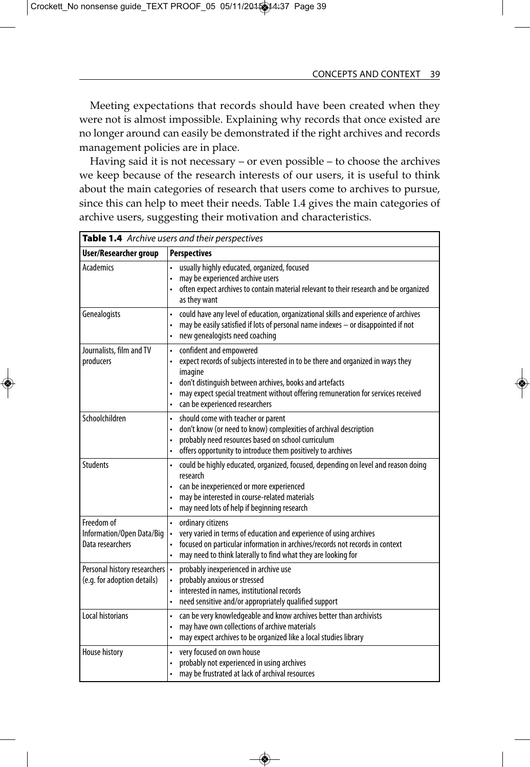Meeting expectations that records should have been created when they were not is almost impossible. Explaining why records that once existed are no longer around can easily be demonstrated if the right archives and records management policies are in place.

Having said it is not necessary – or even possible – to choose the archives we keep because of the research interests of our users, it is useful to think about the main categories of research that users come to archives to pursue, since this can help to meet their needs. Table 1.4 gives the main categories of archive users, suggesting their motivation and characteristics.

**Table 1.4** *Archive users and their perspectives*

| User/Researcher group | Perspectives |
|---|---|
| Academics | • usually highly educated, organized, focused<br>• may be experienced archive users<br>• often expect archives to contain material relevant to their research and be organized as they want |
| Genealogists | • could have any level of education, organizational skills and experience of archives<br>• may be easily satisfied if lots of personal name indexes – or disappointed if not<br>• new genealogists need coaching |
| Journalists, film and TV producers | • confident and empowered<br>• expect records of subjects interested in to be there and organized in ways they imagine<br>• don't distinguish between archives, books and artefacts<br>• may expect special treatment without offering remuneration for services received<br>• can be experienced researchers |
| Schoolchildren | • should come with teacher or parent<br>• don't know (or need to know) complexities of archival description<br>• probably need resources based on school curriculum<br>• offers opportunity to introduce them positively to archives |
| Students | • could be highly educated, organized, focused, depending on level and reason doing research<br>• can be inexperienced or more experienced<br>• may be interested in course-related materials<br>• may need lots of help if beginning research |
| Freedom of Information/Open Data/Big Data researchers | • ordinary citizens<br>• very varied in terms of education and experience of using archives<br>• focused on particular information in archives/records not records in context<br>• may need to think laterally to find what they are looking for |
| Personal history researchers (e.g. for adoption details) | • probably inexperienced in archive use<br>• probably anxious or stressed<br>• interested in names, institutional records<br>• need sensitive and/or appropriately qualified support |
| Local historians | • can be very knowledgeable and know archives better than archivists<br>• may have own collections of archive materials<br>• may expect archives to be organized like a local studies library |
| House history | • very focused on own house<br>• probably not experienced in using archives<br>• may be frustrated at lack of archival resources |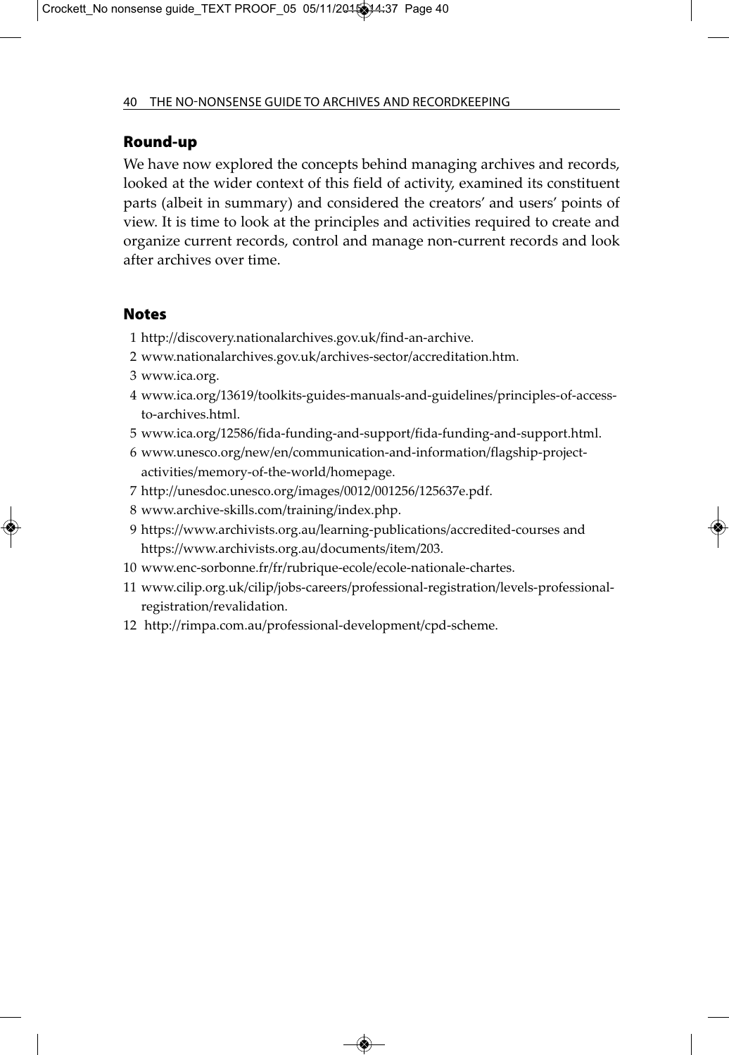## Round-up

We have now explored the concepts behind managing archives and records, looked at the wider context of this field of activity, examined its constituent parts (albeit in summary) and considered the creators' and users' points of view. It is time to look at the principles and activities required to create and organize current records, control and manage non-current records and look after archives over time.

## Notes

1. http://discovery.nationalarchives.gov.uk/find-an-archive.
2. www.nationalarchives.gov.uk/archives-sector/accreditation.htm.
3. www.ica.org.
4. www.ica.org/13619/toolkits-guides-manuals-and-guidelines/principles-of-access-to-archives.html.
5. www.ica.org/12586/fida-funding-and-support/fida-funding-and-support.html.
6. www.unesco.org/new/en/communication-and-information/flagship-project-activities/memory-of-the-world/homepage.
7. http://unesdoc.unesco.org/images/0012/001256/125637e.pdf.
8. www.archive-skills.com/training/index.php.
9. https://www.archivists.org.au/learning-publications/accredited-courses and https://www.archivists.org.au/documents/item/203.
10. www.enc-sorbonne.fr/fr/rubrique-ecole/ecole-nationale-chartes.
11. www.cilip.org.uk/cilip/jobs-careers/professional-registration/levels-professional-registration/revalidation.
12. http://rimpa.com.au/professional-development/cpd-scheme.